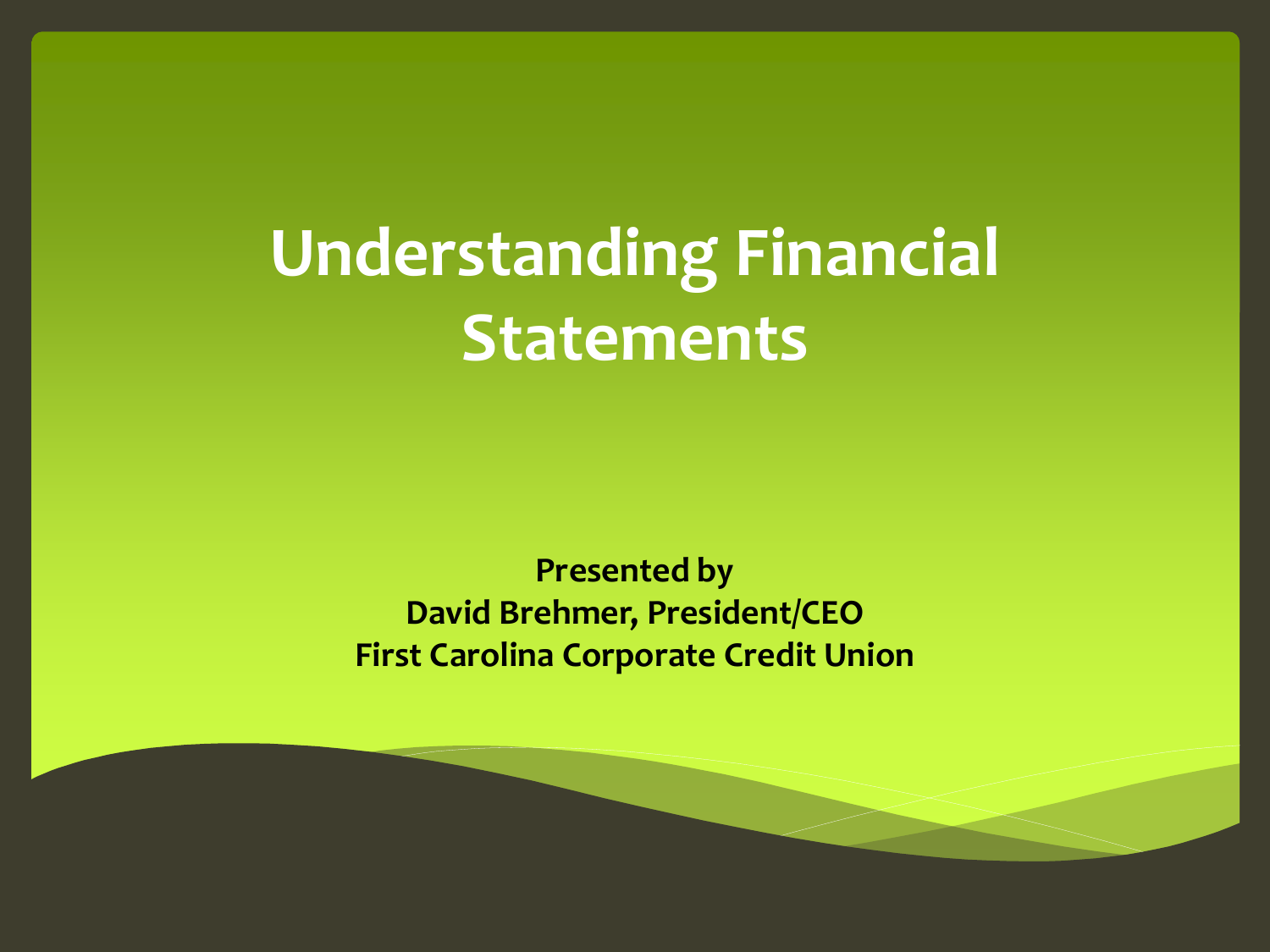# Understanding Financial Statements

**Presented by**
**David Brehmer, President/CEO**
**First Carolina Corporate Credit Union**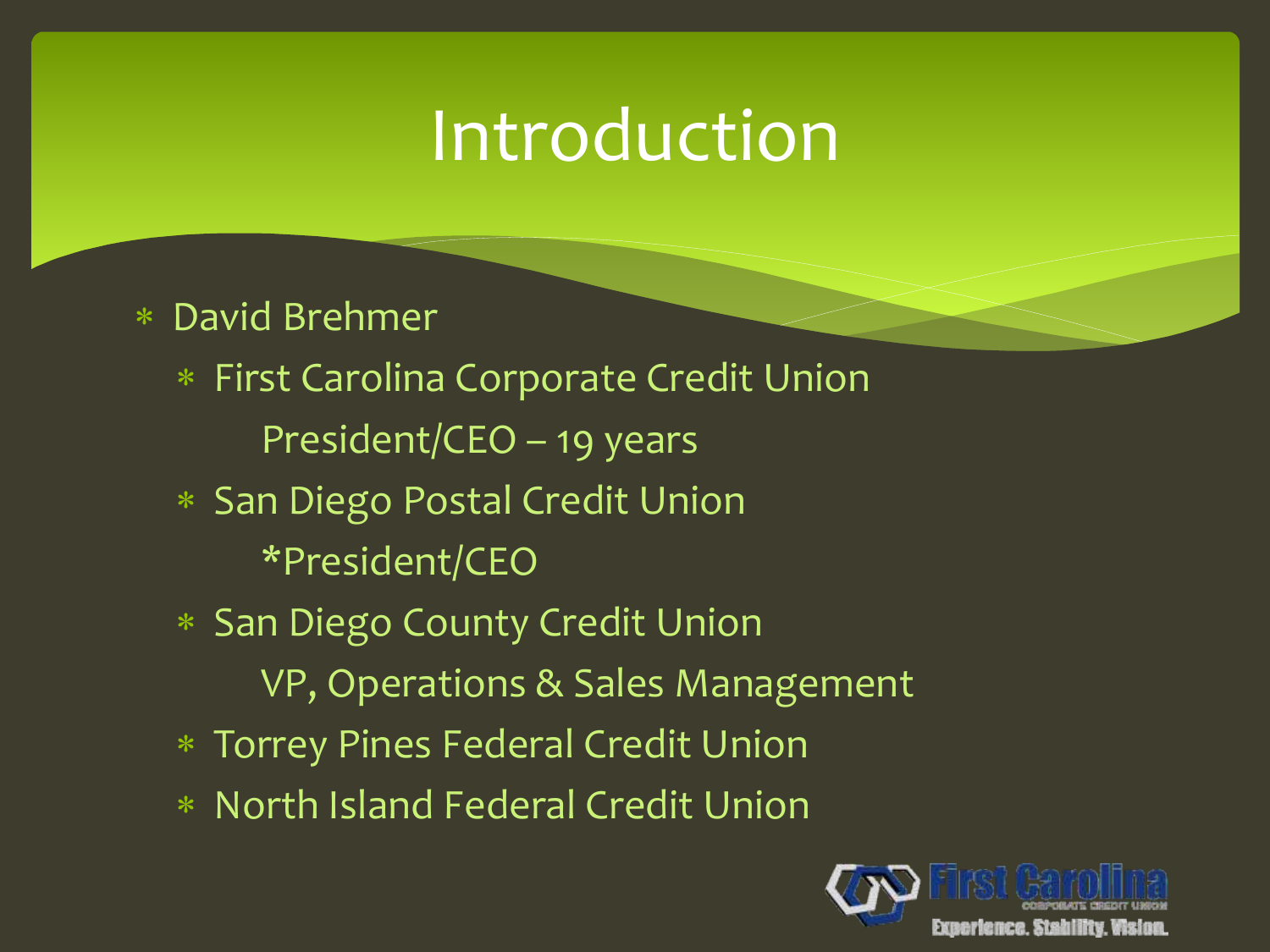# Introduction

- David Brehmer
  - First Carolina Corporate Credit Union
    
    President/CEO – 19 years
  - San Diego Postal Credit Union
    
    *President/CEO
  - San Diego County Credit Union
    
    VP, Operations & Sales Management
  - Torrey Pines Federal Credit Union
  - North Island Federal Credit Union

First Carolina
CORPORATE CREDIT UNION
Experience. Stability. Vision.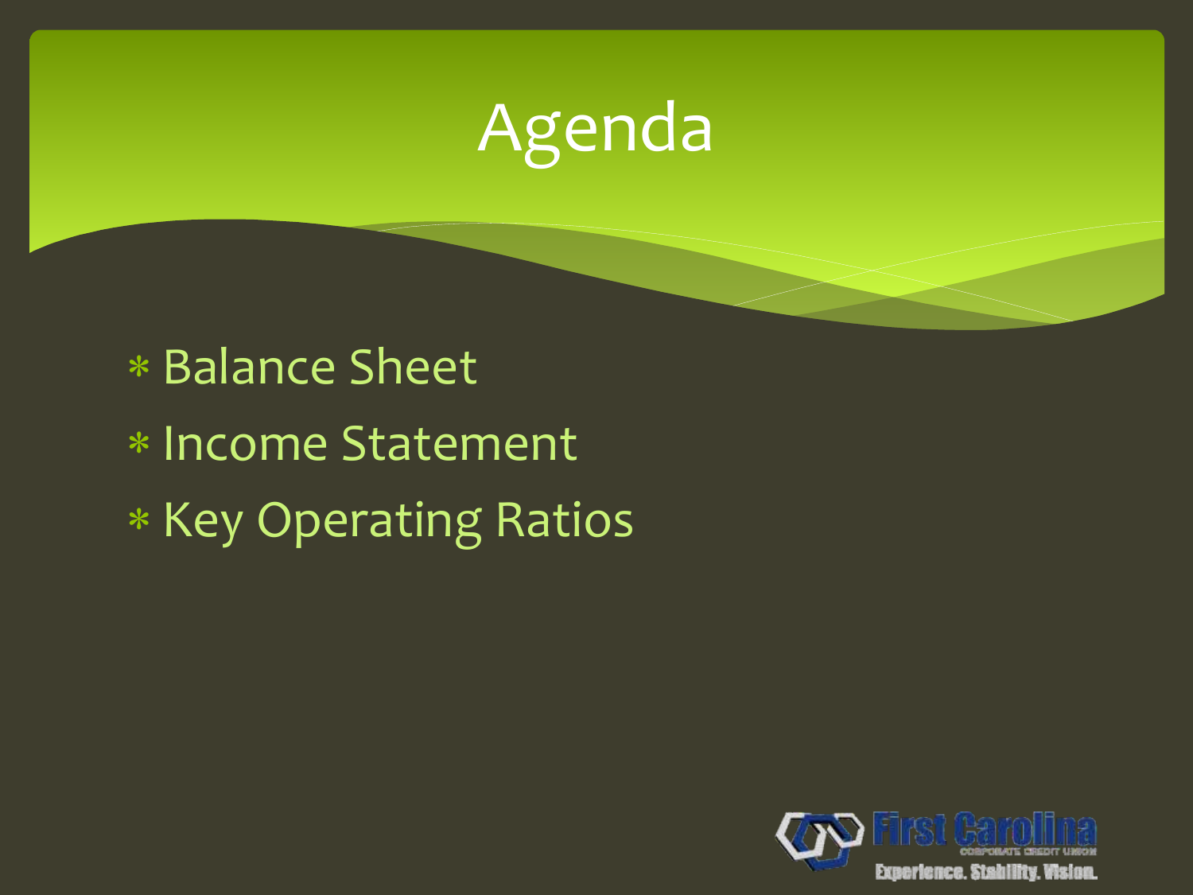# Agenda

* Balance Sheet
* Income Statement
* Key Operating Ratios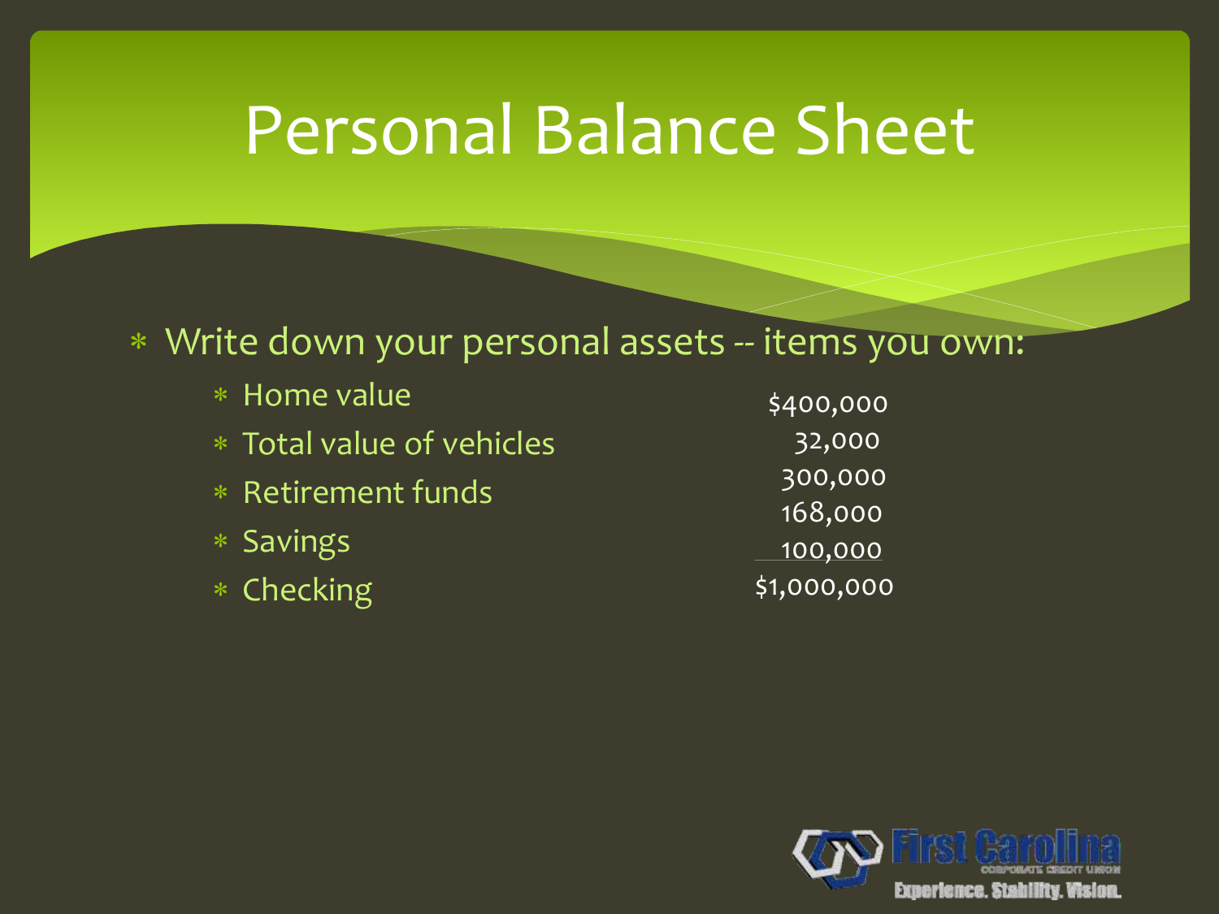# Personal Balance Sheet

* Write down your personal assets -- items you own:

| | |
|---|---|
| Home value | $400,000 |
| Total value of vehicles | 32,000 |
| Retirement funds | 300,000 |
| Savings | 168,000 |
| Checking | 100,000 |
| | $1,000,000 |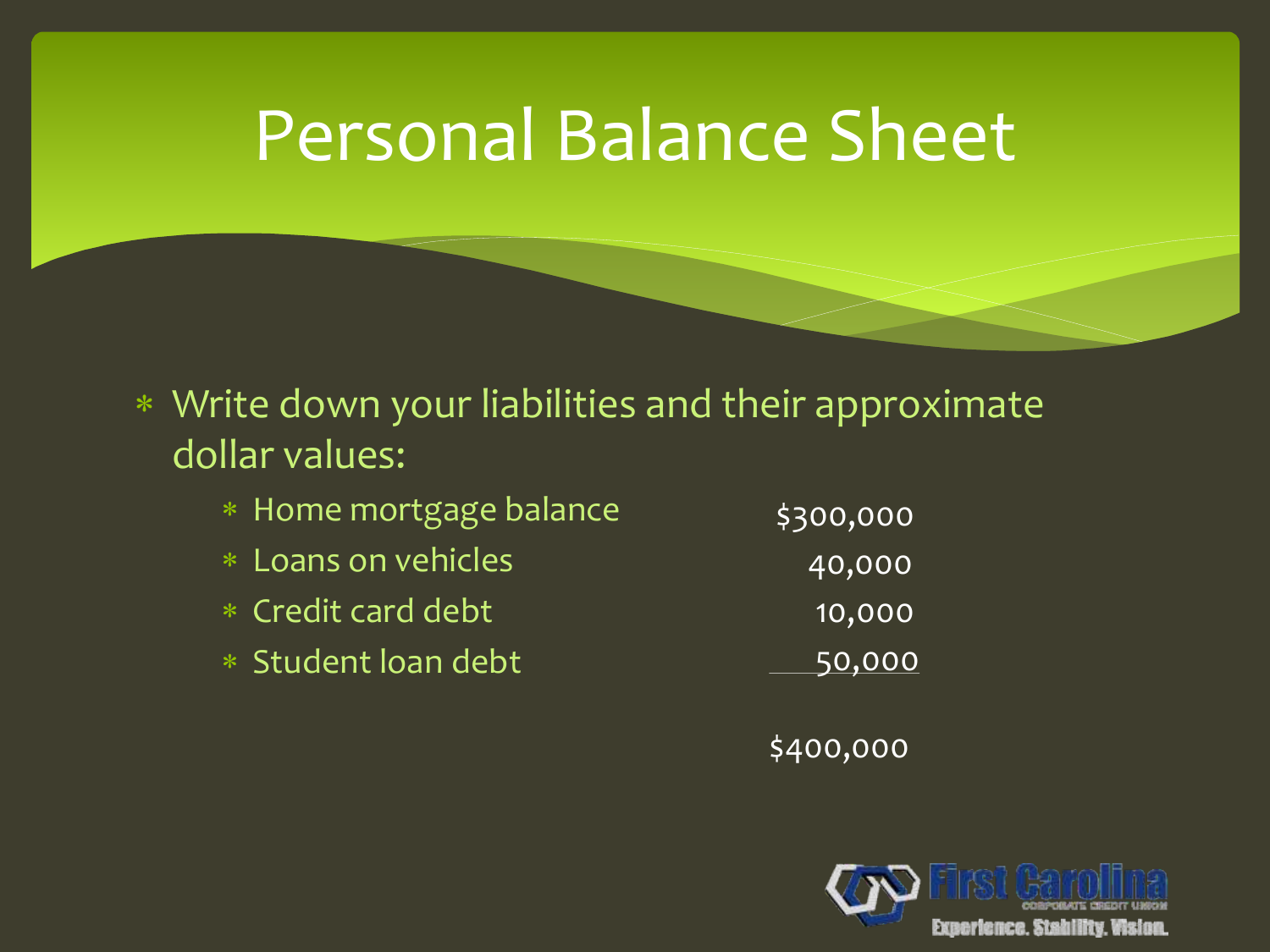# Personal Balance Sheet

* Write down your liabilities and their approximate dollar values:
  * Home mortgage balance — $300,000
  * Loans on vehicles — 40,000
  * Credit card debt — 10,000
  * Student loan debt — 50,000

$400,000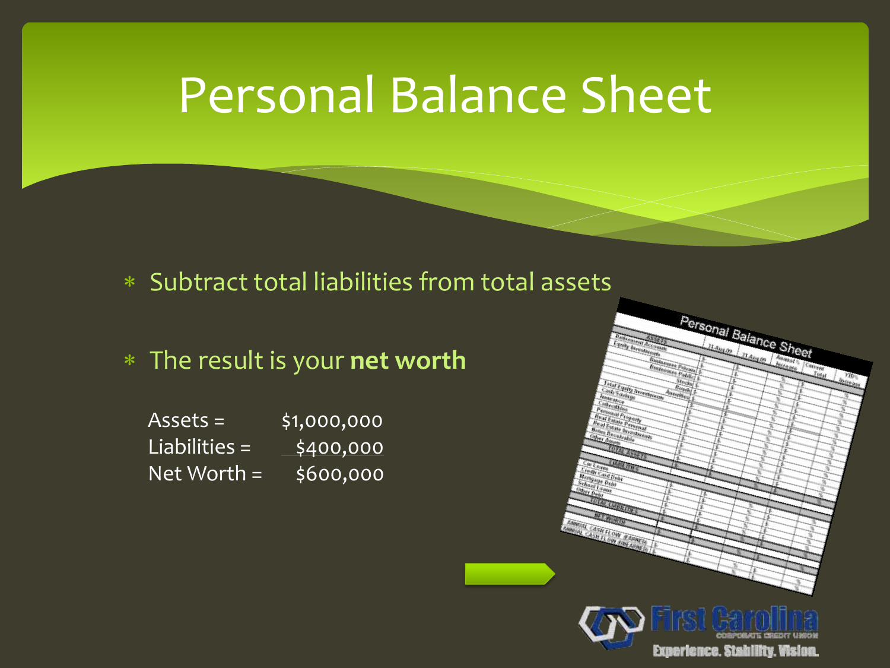# Personal Balance Sheet

- Subtract total liabilities from total assets
- The result is your **net worth**

| | |
|---|---|
| Assets = | $1,000,000 |
| Liabilities = | $400,000 |
| Net Worth = | $600,000 |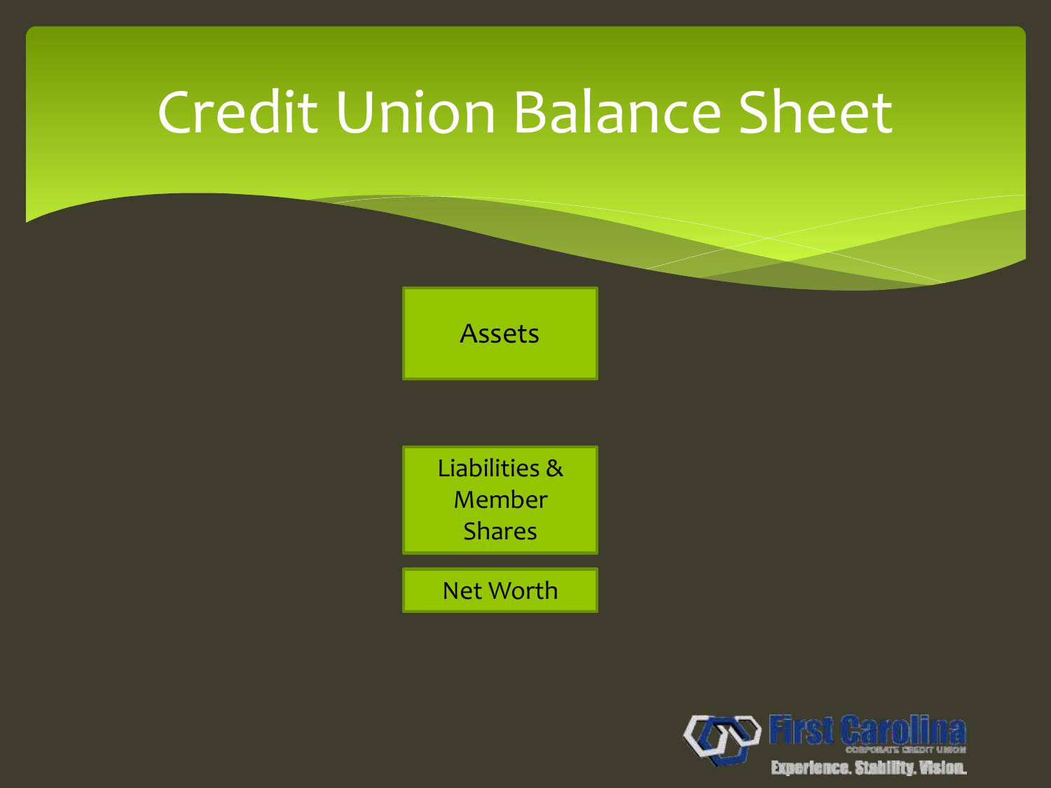# Credit Union Balance Sheet

Assets

Liabilities & Member Shares

Net Worth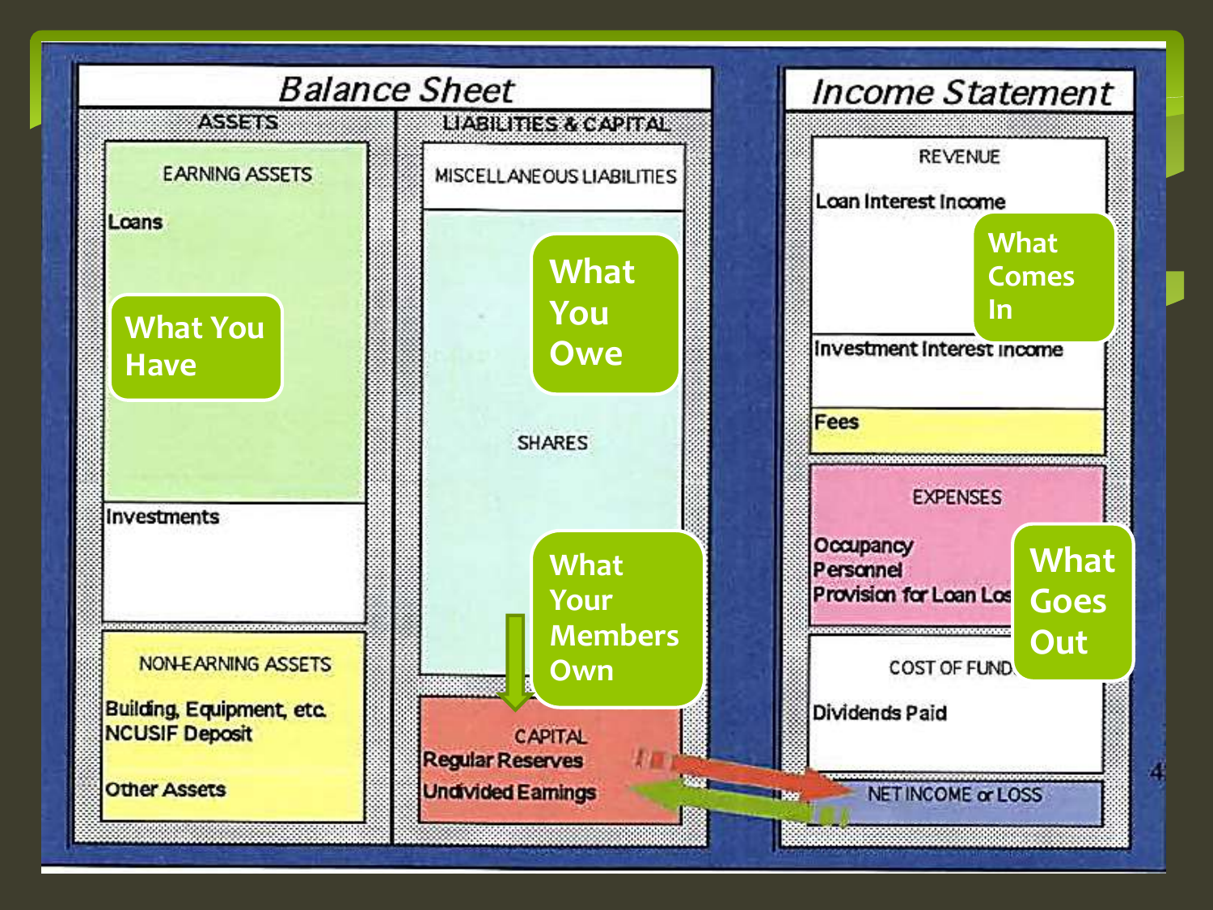## Balance Sheet

### ASSETS

**EARNING ASSETS**

Loans

What You Have

Investments

**NON-EARNING ASSETS**

Building, Equipment, etc.
NCUSIF Deposit

Other Assets

### LIABILITIES & CAPITAL

**MISCELLANEOUS LIABILITIES**

What You Owe

SHARES

What Your Members Own

**CAPITAL**

Regular Reserves
Undivided Earnings

## Income Statement

**REVENUE**

Loan Interest Income

What Comes In

Investment Interest Income

Fees

**EXPENSES**

Occupancy
Personnel
Provision for Loan Los

What Goes Out

**COST OF FUND**

Dividends Paid

NET INCOME or LOSS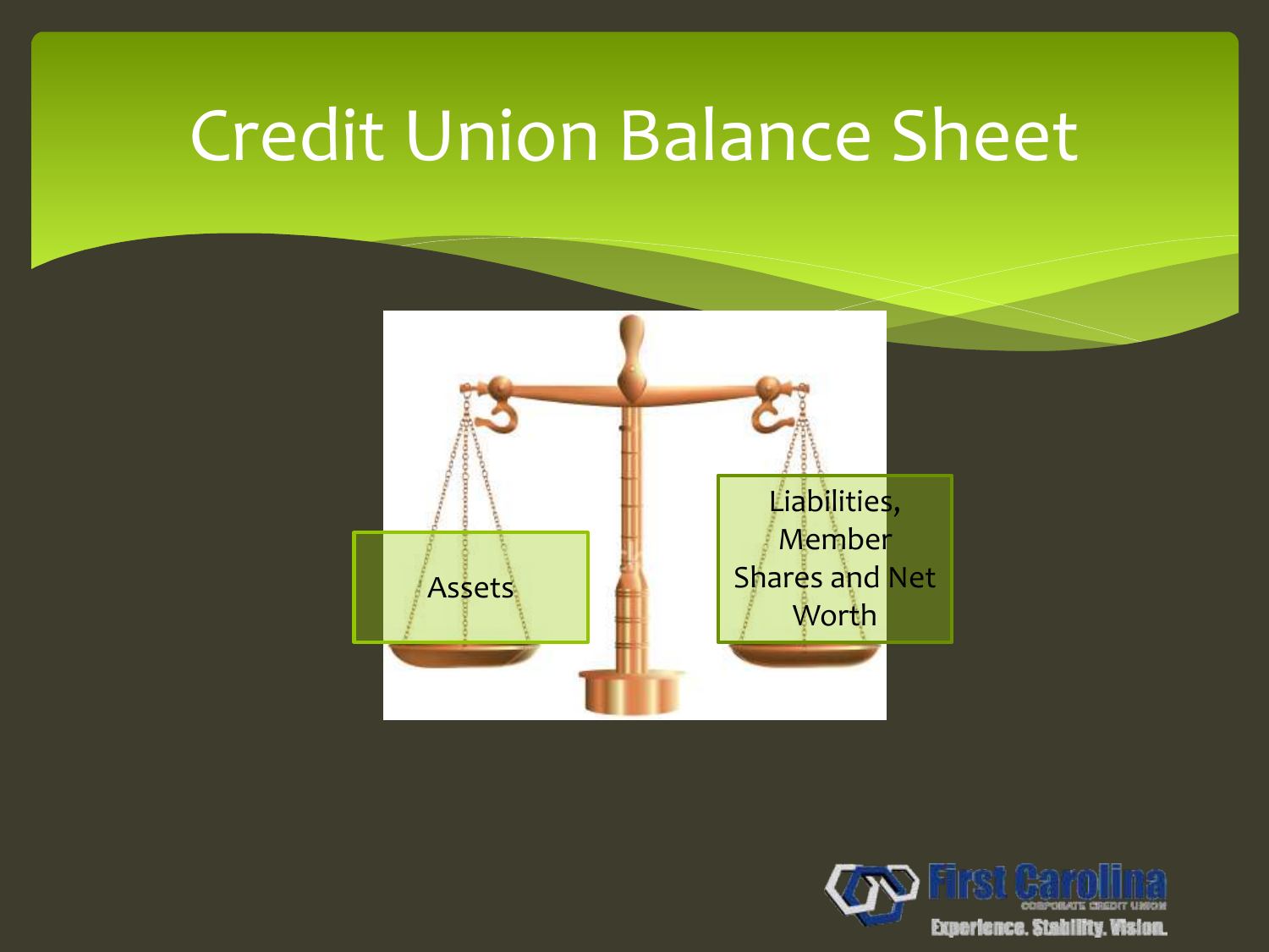# Credit Union Balance Sheet

Assets

Liabilities, Member Shares and Net Worth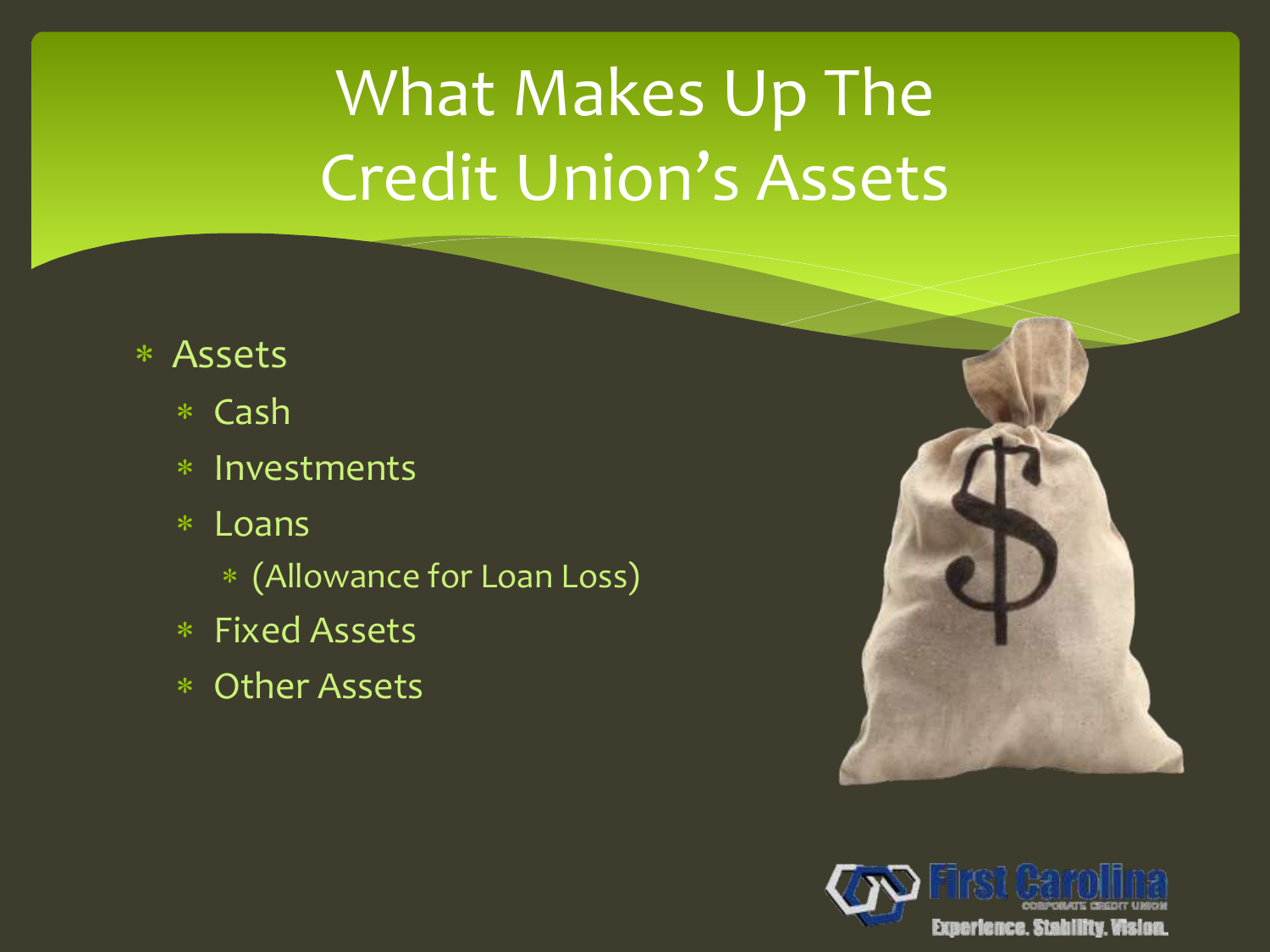# What Makes Up The Credit Union's Assets

- Assets
  - Cash
  - Investments
  - Loans
    - (Allowance for Loan Loss)
  - Fixed Assets
  - Other Assets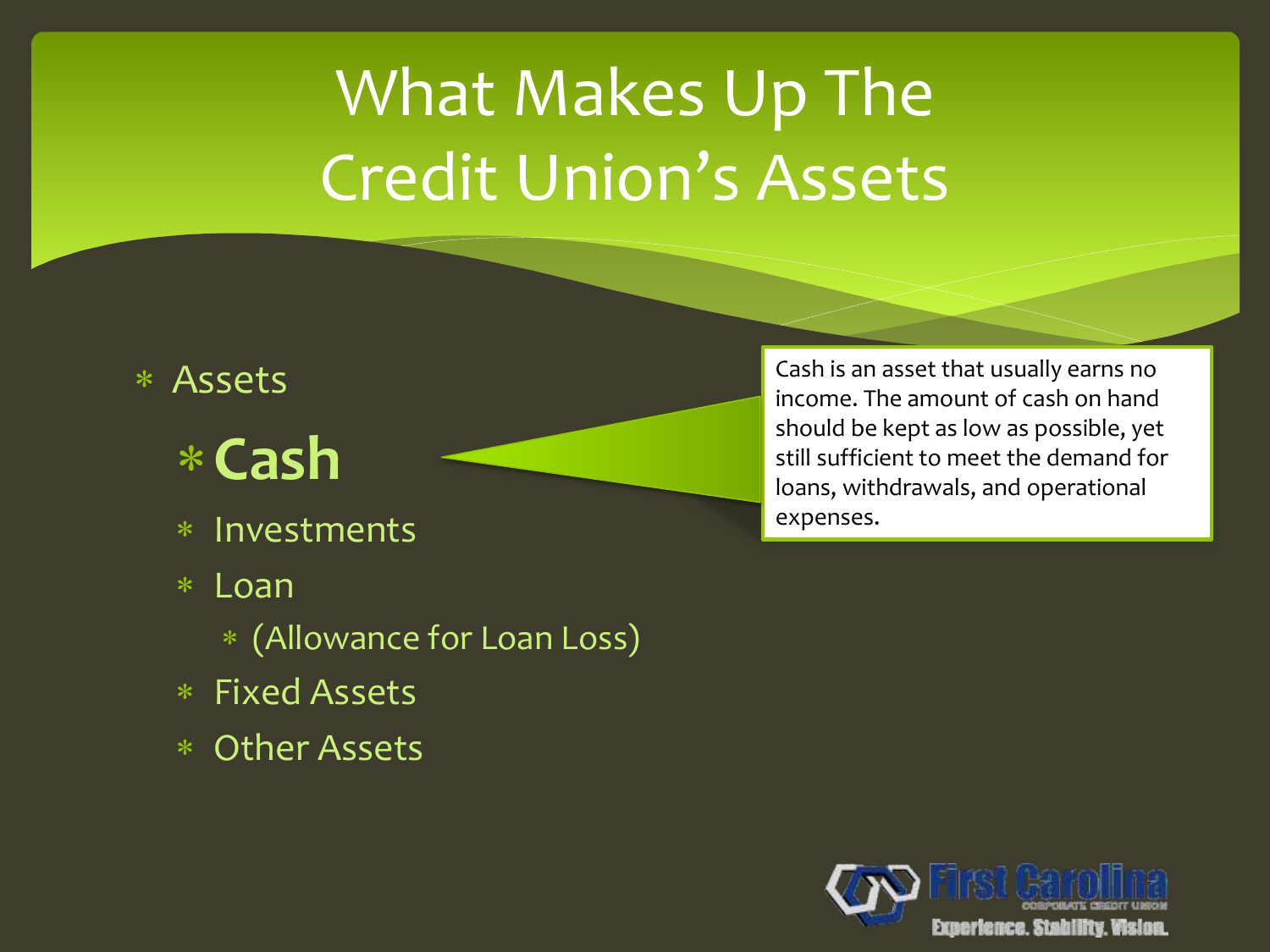# What Makes Up The Credit Union's Assets

- Assets
  - **Cash**
  - Investments
  - Loan
    - (Allowance for Loan Loss)
  - Fixed Assets
  - Other Assets

Cash is an asset that usually earns no income. The amount of cash on hand should be kept as low as possible, yet still sufficient to meet the demand for loans, withdrawals, and operational expenses.

First Carolina Corporate Credit Union

Experience. Stability. Vision.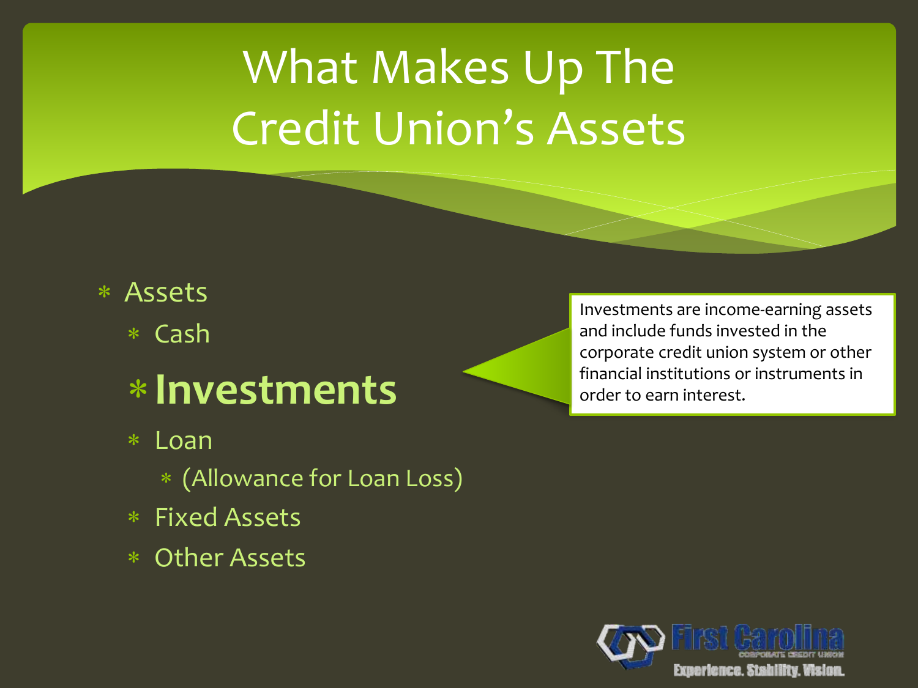# What Makes Up The Credit Union's Assets

- Assets
  - Cash
  - **Investments**
  - Loan
    - (Allowance for Loan Loss)
  - Fixed Assets
  - Other Assets

Investments are income-earning assets and include funds invested in the corporate credit union system or other financial institutions or instruments in order to earn interest.

First Carolina
CORPORATE CREDIT UNION
Experience. Stability. Vision.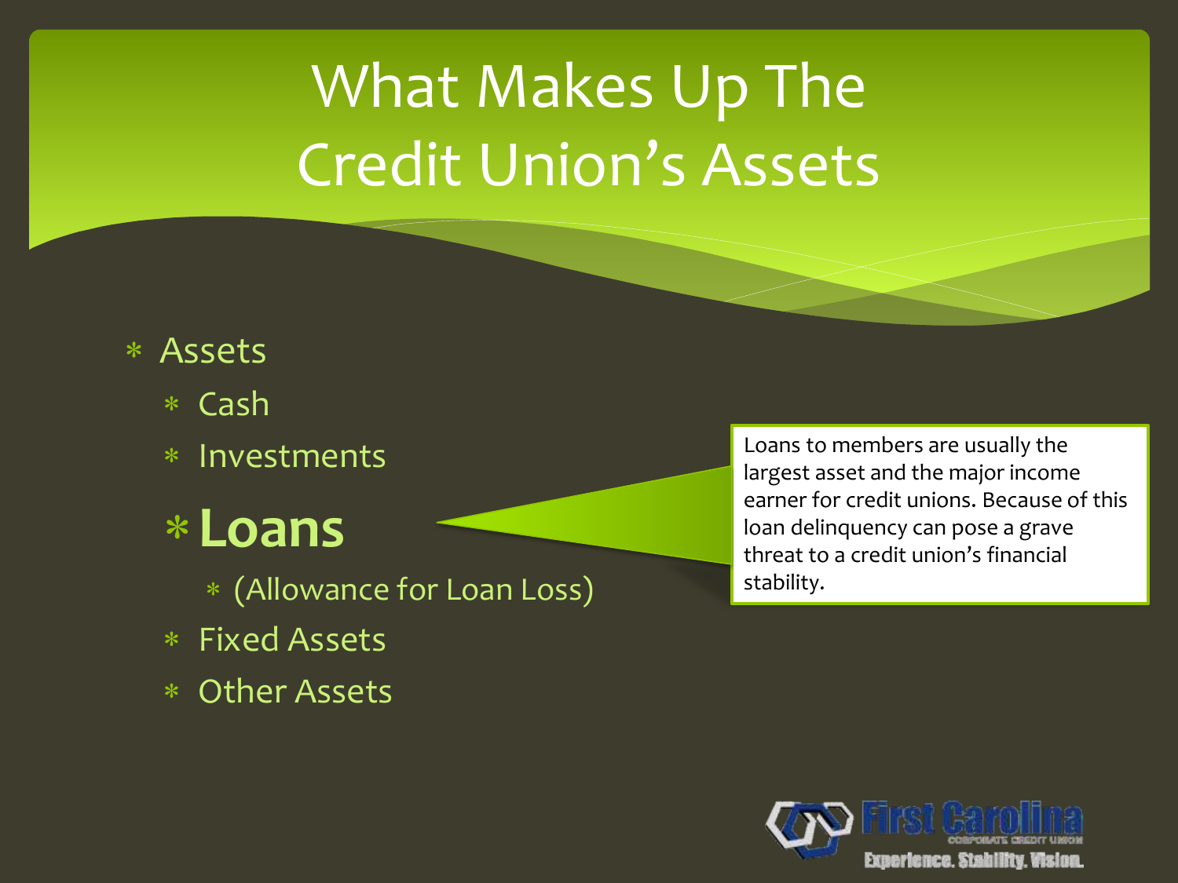# What Makes Up The Credit Union's Assets

- Assets
  - Cash
  - Investments
  - **Loans**
    - (Allowance for Loan Loss)
  - Fixed Assets
  - Other Assets

Loans to members are usually the largest asset and the major income earner for credit unions. Because of this loan delinquency can pose a grave threat to a credit union's financial stability.

First Carolina
CORPORATE CREDIT UNION
Experience. Stability. Vision.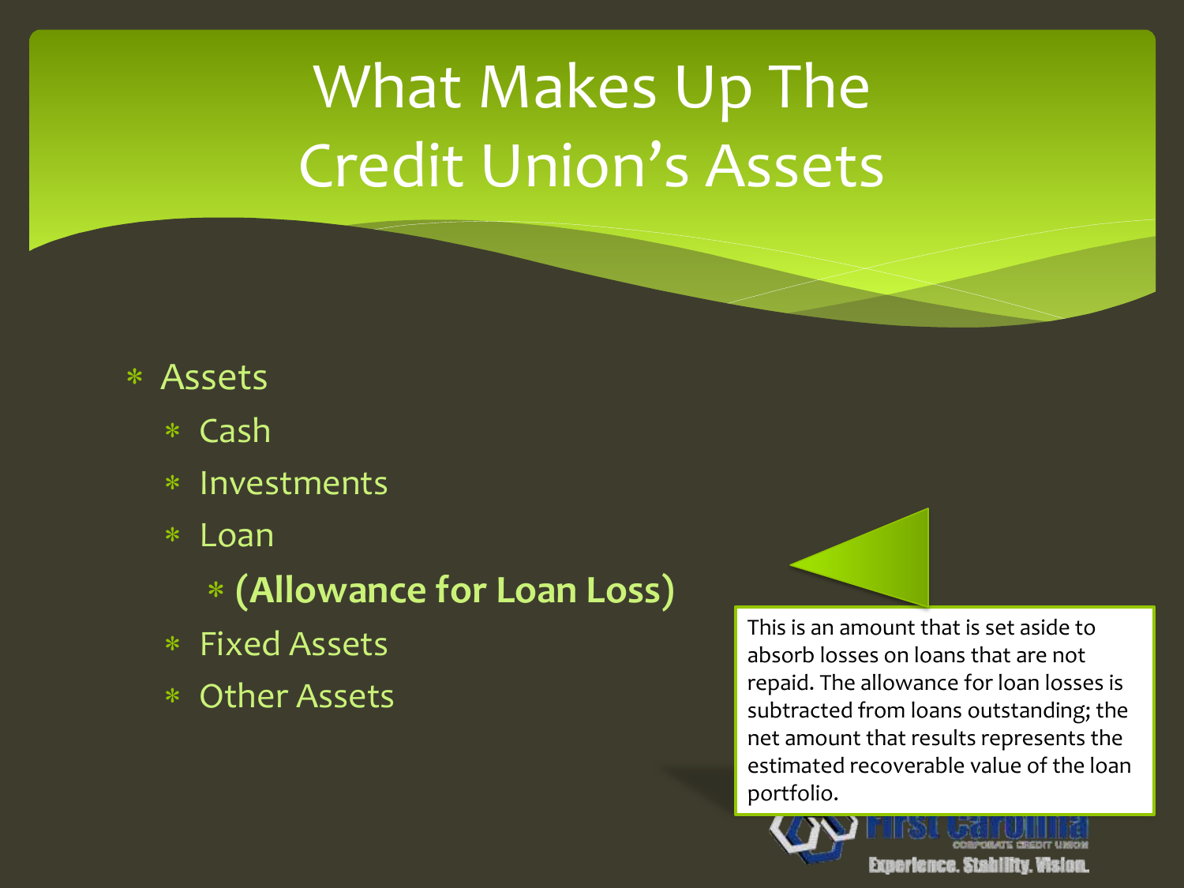# What Makes Up The Credit Union's Assets

- Assets
  - Cash
  - Investments
  - Loan
    - **(Allowance for Loan Loss)**
  - Fixed Assets
  - Other Assets

This is an amount that is set aside to absorb losses on loans that are not repaid. The allowance for loan losses is subtracted from loans outstanding; the net amount that results represents the estimated recoverable value of the loan portfolio.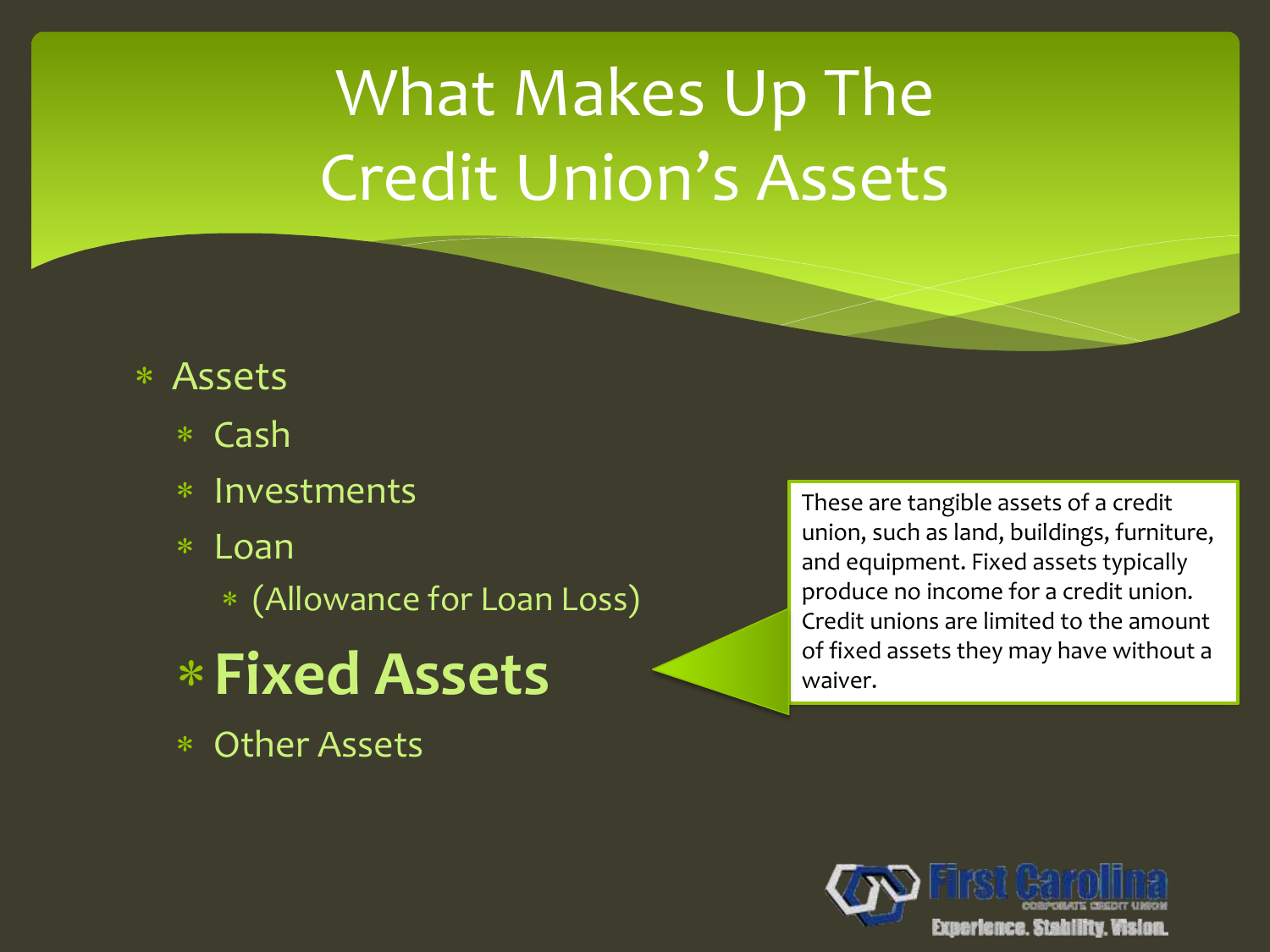# What Makes Up The Credit Union's Assets

- Assets
  - Cash
  - Investments
  - Loan
    - (Allowance for Loan Loss)
  - **Fixed Assets**
  - Other Assets

These are tangible assets of a credit union, such as land, buildings, furniture, and equipment. Fixed assets typically produce no income for a credit union. Credit unions are limited to the amount of fixed assets they may have without a waiver.

First Carolina Corporate Credit Union

Experience. Stability. Vision.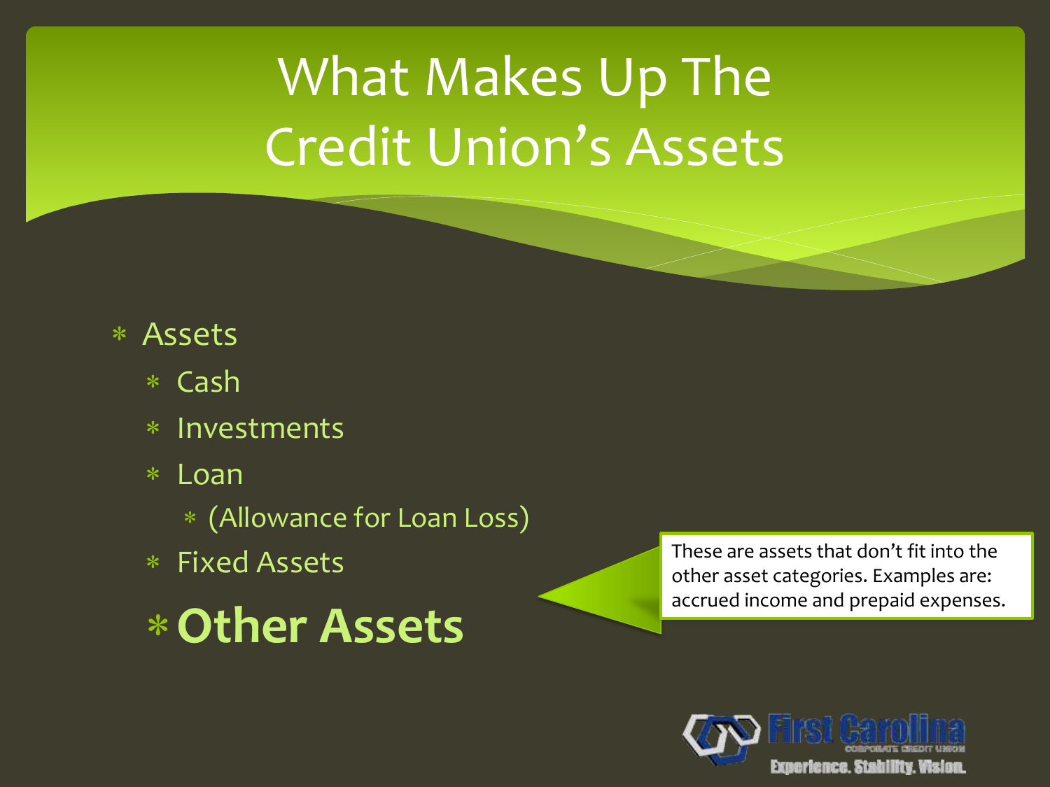# What Makes Up The Credit Union's Assets

- Assets
  - Cash
  - Investments
  - Loan
    - (Allowance for Loan Loss)
  - Fixed Assets
  - **Other Assets**

These are assets that don't fit into the other asset categories. Examples are: accrued income and prepaid expenses.

First Carolina Corporate Credit Union
Experience. Stability. Vision.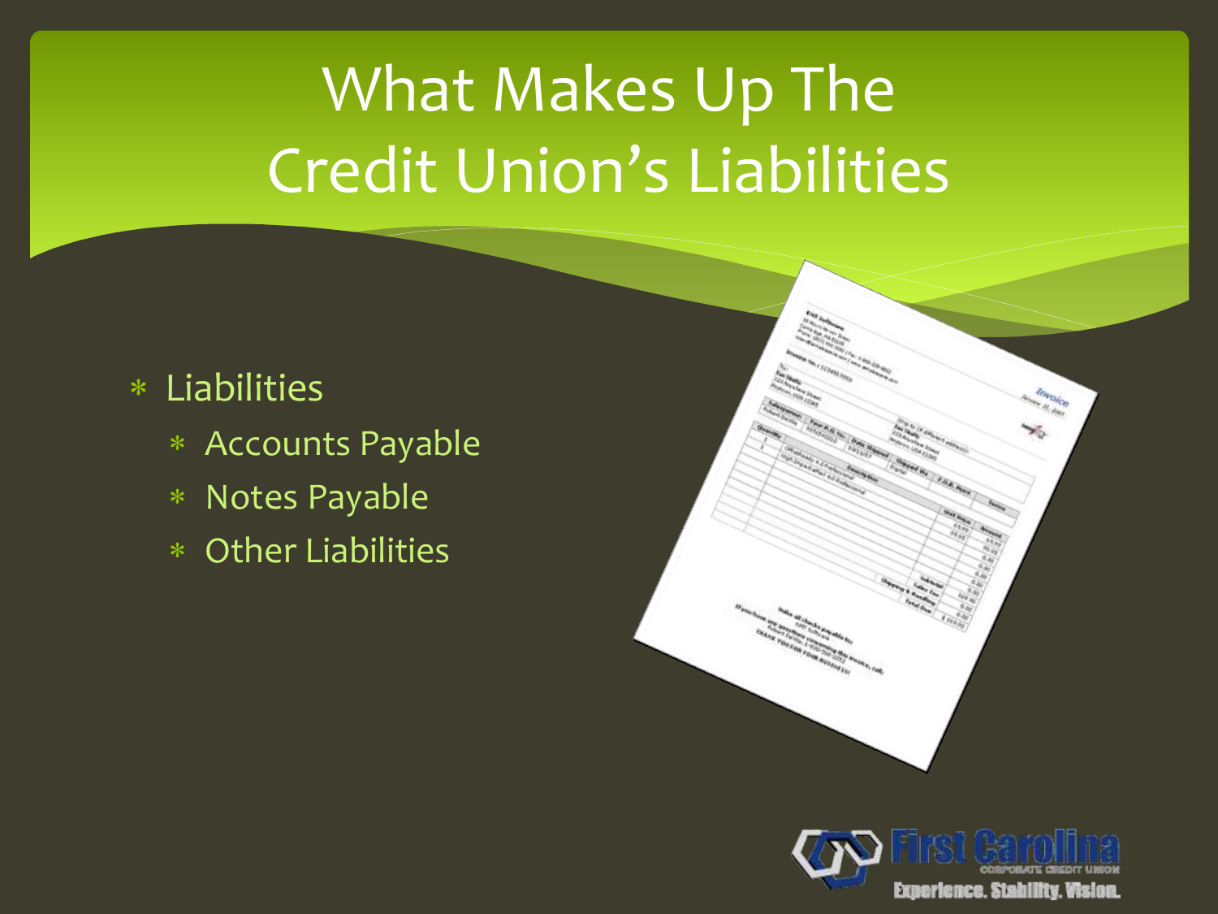# What Makes Up The Credit Union's Liabilities

- Liabilities
  - Accounts Payable
  - Notes Payable
  - Other Liabilities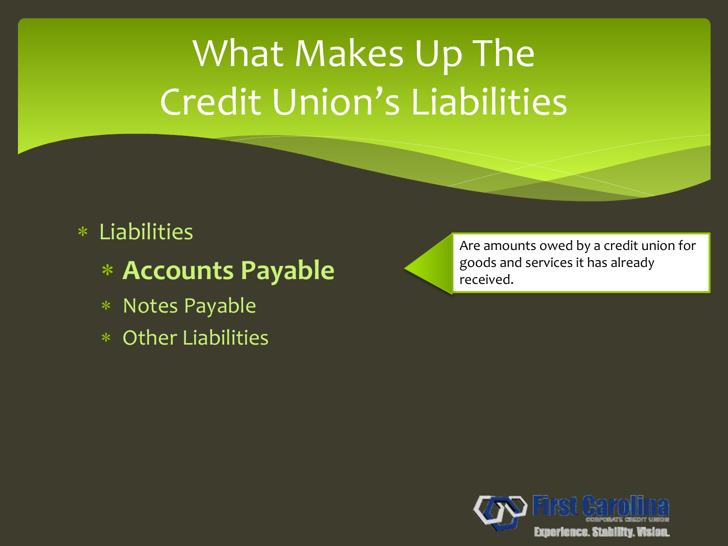# What Makes Up The Credit Union's Liabilities

- Liabilities
  - **Accounts Payable**
  - Notes Payable
  - Other Liabilities

Are amounts owed by a credit union for goods and services it has already received.

First Carolina Corporate Credit Union
Experience. Stability. Vision.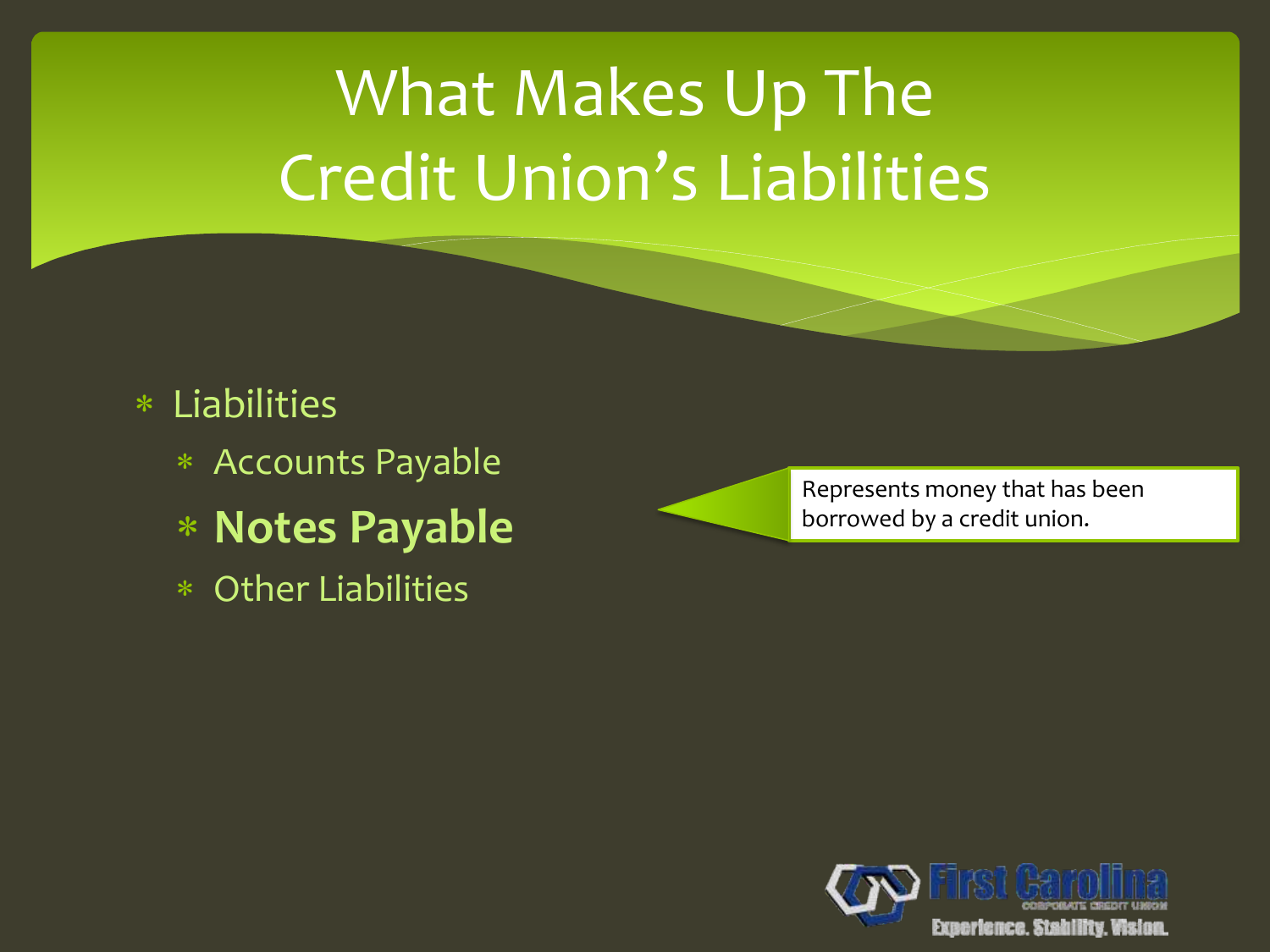# What Makes Up The Credit Union's Liabilities

- Liabilities
  - Accounts Payable
  - **Notes Payable**
  - Other Liabilities

Represents money that has been borrowed by a credit union.

First Carolina Corporate Credit Union
Experience. Stability. Vision.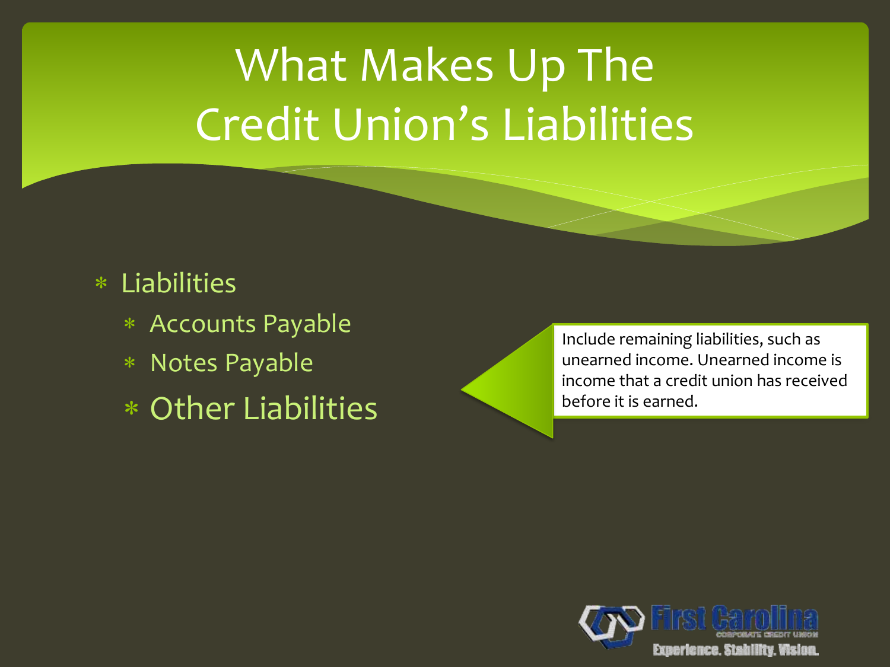# What Makes Up The Credit Union's Liabilities

- Liabilities
  - Accounts Payable
  - Notes Payable
  - Other Liabilities

Include remaining liabilities, such as unearned income. Unearned income is income that a credit union has received before it is earned.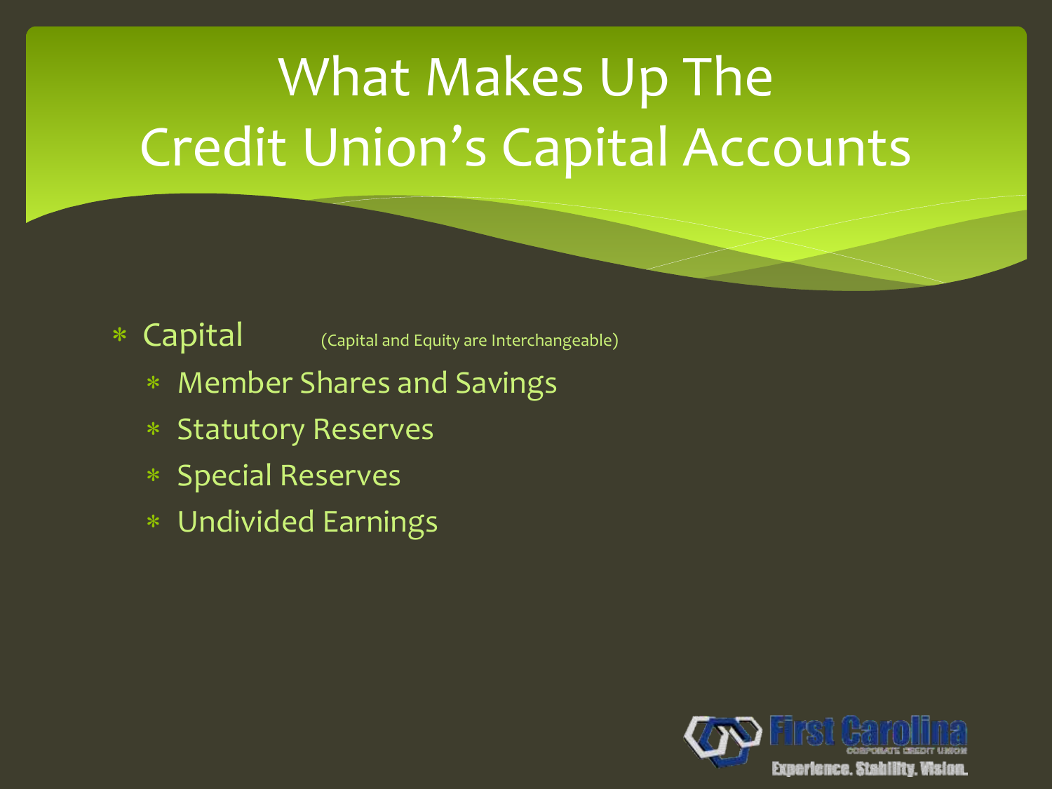# What Makes Up The Credit Union's Capital Accounts

- Capital (Capital and Equity are Interchangeable)
  - Member Shares and Savings
  - Statutory Reserves
  - Special Reserves
  - Undivided Earnings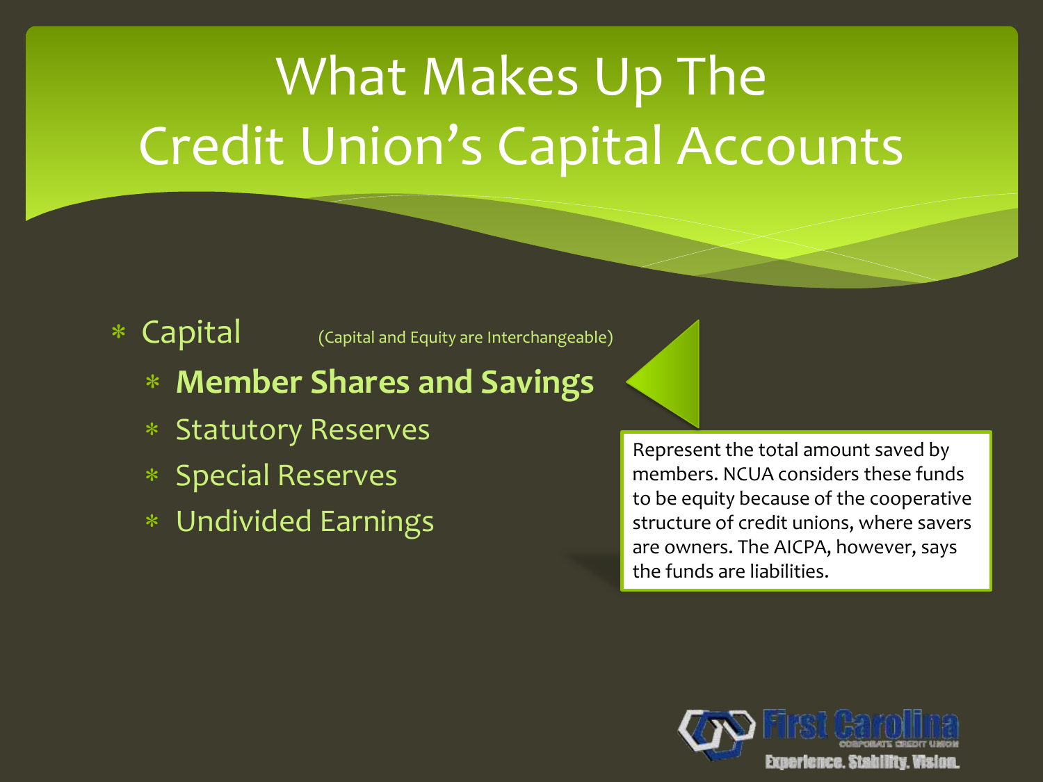# What Makes Up The Credit Union's Capital Accounts

* Capital (Capital and Equity are Interchangeable)
  * **Member Shares and Savings**
  * Statutory Reserves
  * Special Reserves
  * Undivided Earnings

Represent the total amount saved by members. NCUA considers these funds to be equity because of the cooperative structure of credit unions, where savers are owners. The AICPA, however, says the funds are liabilities.

First Carolina Corporate Credit Union

Experience. Stability. Vision.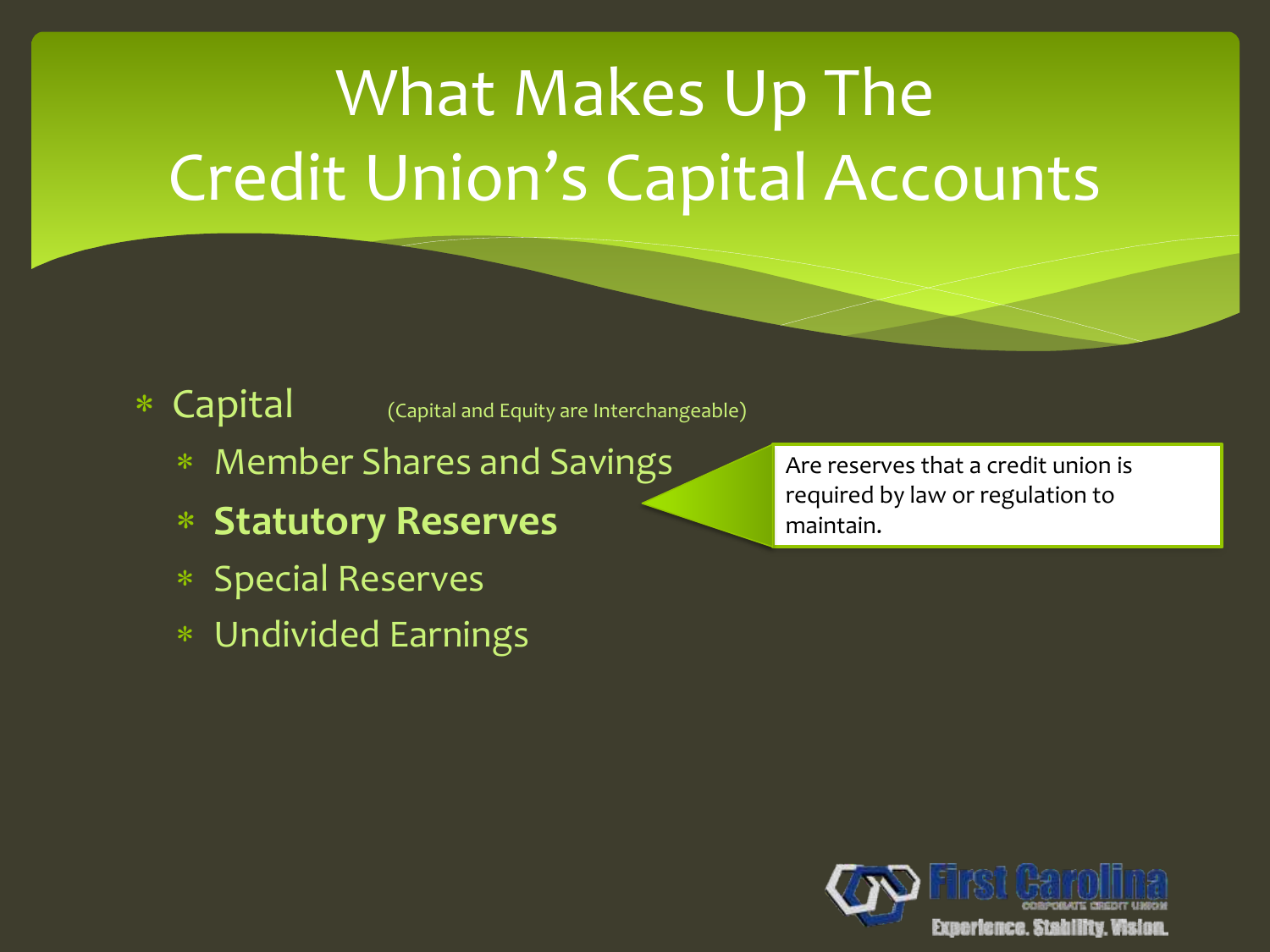# What Makes Up The Credit Union's Capital Accounts

- Capital (Capital and Equity are Interchangeable)
  - Member Shares and Savings
  - **Statutory Reserves**
  - Special Reserves
  - Undivided Earnings

Are reserves that a credit union is required by law or regulation to maintain.

First Carolina Corporate Credit Union
Experience. Stability. Vision.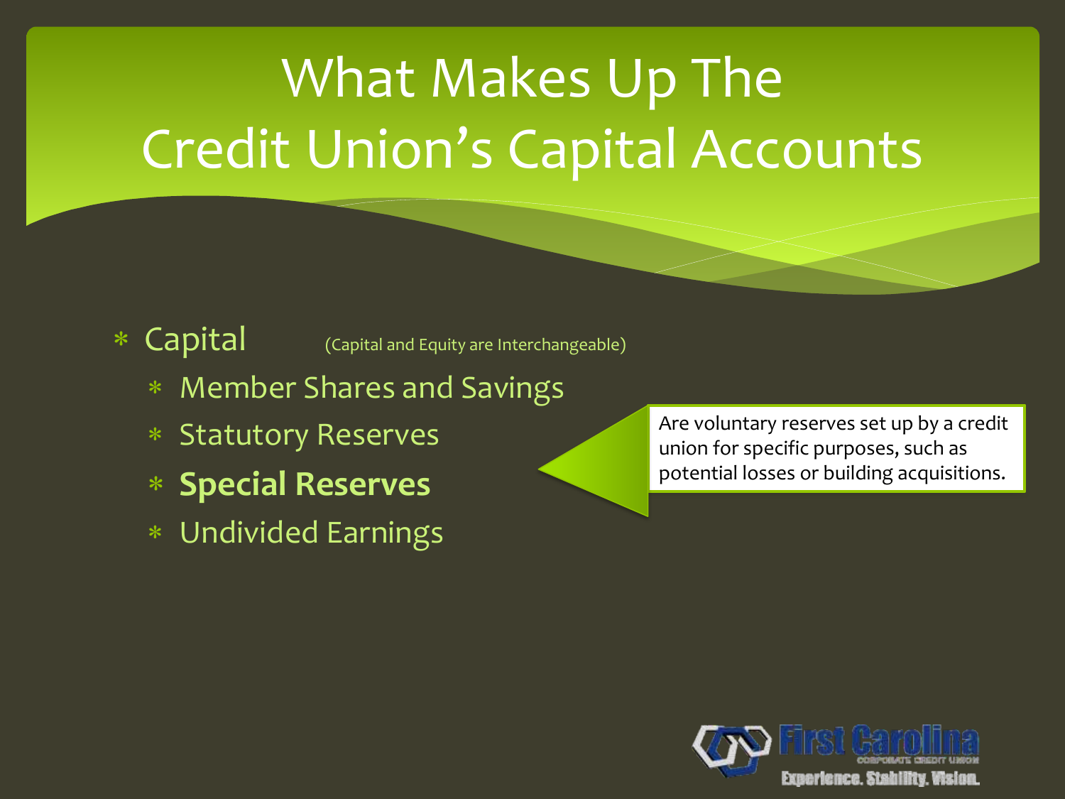# What Makes Up The Credit Union's Capital Accounts

- Capital (Capital and Equity are Interchangeable)
  - Member Shares and Savings
  - Statutory Reserves
  - **Special Reserves**
  - Undivided Earnings

Are voluntary reserves set up by a credit union for specific purposes, such as potential losses or building acquisitions.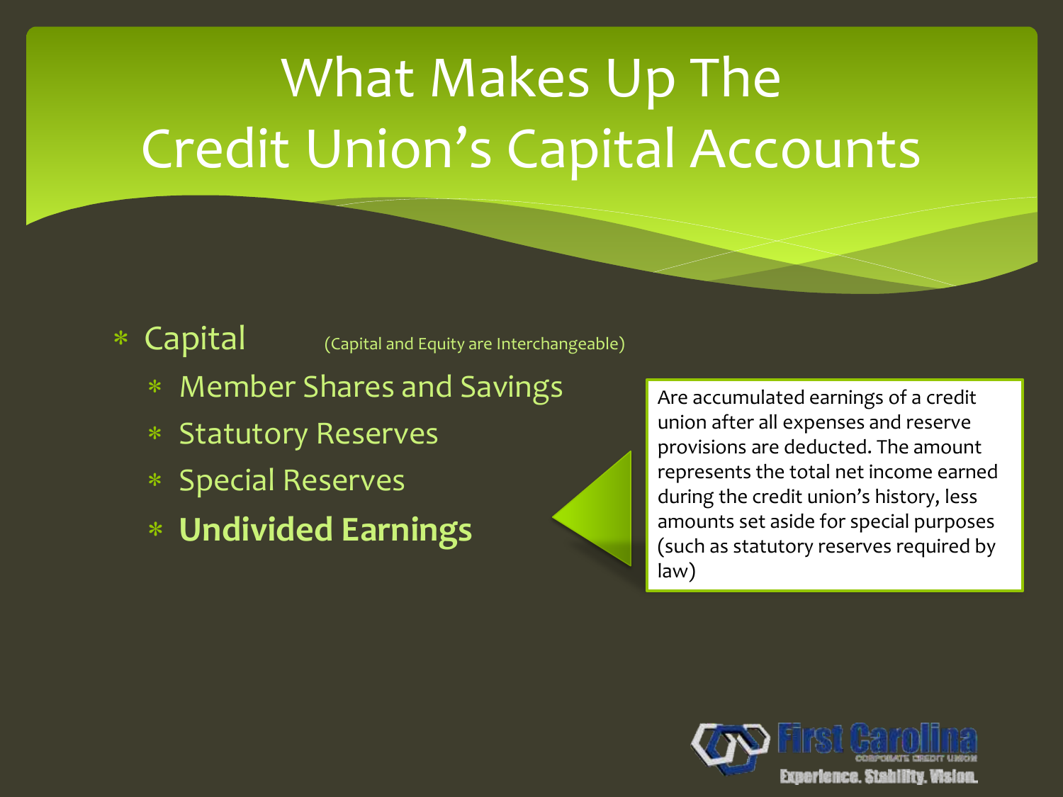# What Makes Up The Credit Union's Capital Accounts

- Capital (Capital and Equity are Interchangeable)
  - Member Shares and Savings
  - Statutory Reserves
  - Special Reserves
  - **Undivided Earnings**

Are accumulated earnings of a credit union after all expenses and reserve provisions are deducted. The amount represents the total net income earned during the credit union's history, less amounts set aside for special purposes (such as statutory reserves required by law)

First Carolina Corporate Credit Union
Experience. Stability. Vision.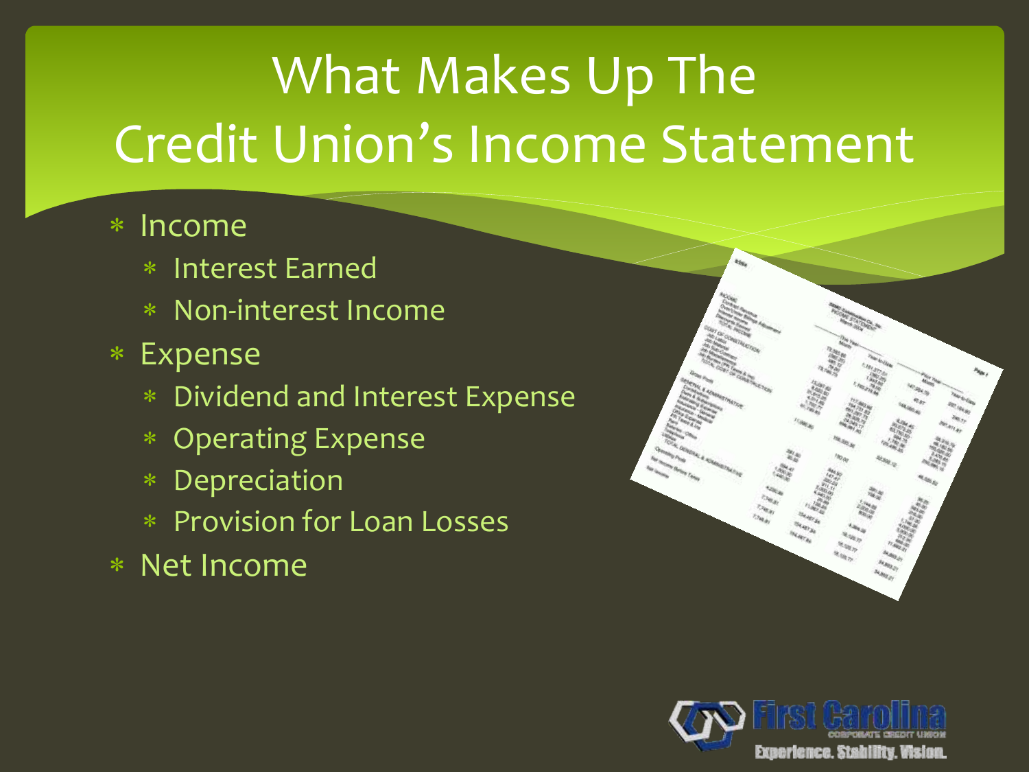# What Makes Up The Credit Union's Income Statement

- Income
  - Interest Earned
  - Non-interest Income
- Expense
  - Dividend and Interest Expense
  - Operating Expense
  - Depreciation
  - Provision for Loan Losses
- Net Income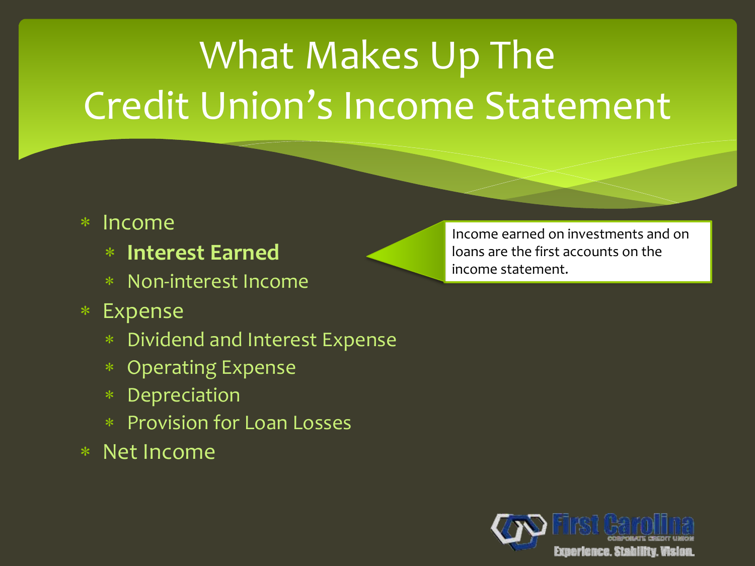# What Makes Up The Credit Union's Income Statement

- Income
  - **Interest Earned**
  - Non-interest Income
- Expense
  - Dividend and Interest Expense
  - Operating Expense
  - Depreciation
  - Provision for Loan Losses
- Net Income

Income earned on investments and on loans are the first accounts on the income statement.

First Carolina Corporate Credit Union
Experience. Stability. Vision.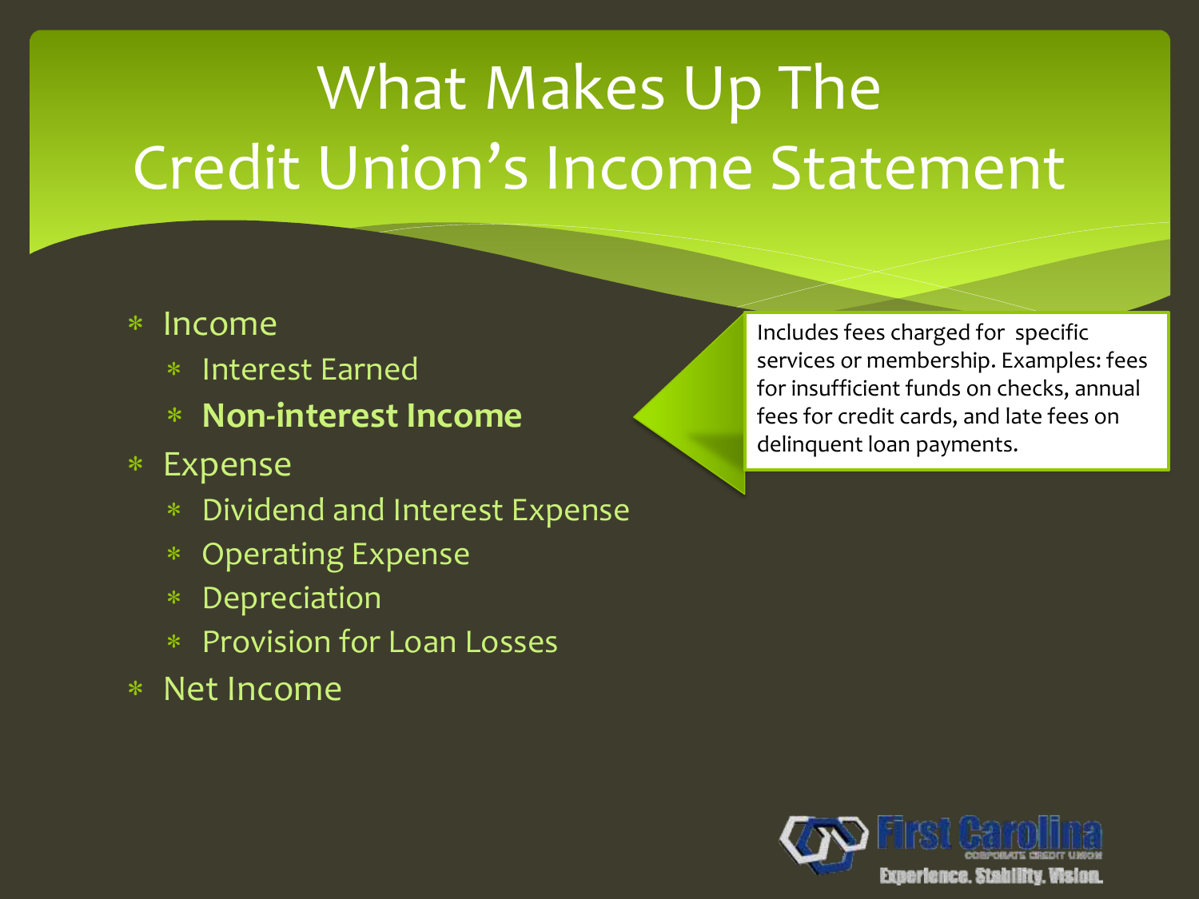# What Makes Up The Credit Union's Income Statement

- Income
  - Interest Earned
  - **Non-interest Income**
- Expense
  - Dividend and Interest Expense
  - Operating Expense
  - Depreciation
  - Provision for Loan Losses
- Net Income

Includes fees charged for specific services or membership. Examples: fees for insufficient funds on checks, annual fees for credit cards, and late fees on delinquent loan payments.

First Carolina Corporate Credit Union
Experience. Stability. Vision.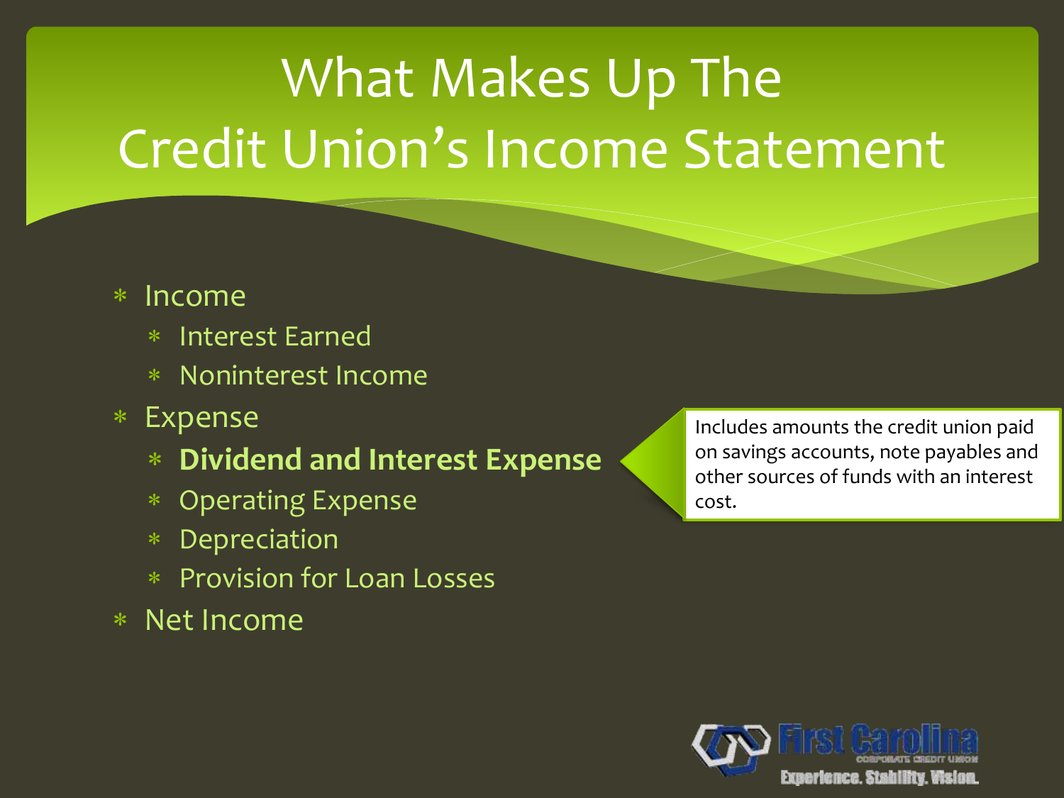# What Makes Up The Credit Union's Income Statement

- Income
  - Interest Earned
  - Noninterest Income
- Expense
  - **Dividend and Interest Expense**
  - Operating Expense
  - Depreciation
  - Provision for Loan Losses
- Net Income

Includes amounts the credit union paid on savings accounts, note payables and other sources of funds with an interest cost.

First Carolina
CORPORATE CREDIT UNION
Experience. Stability. Vision.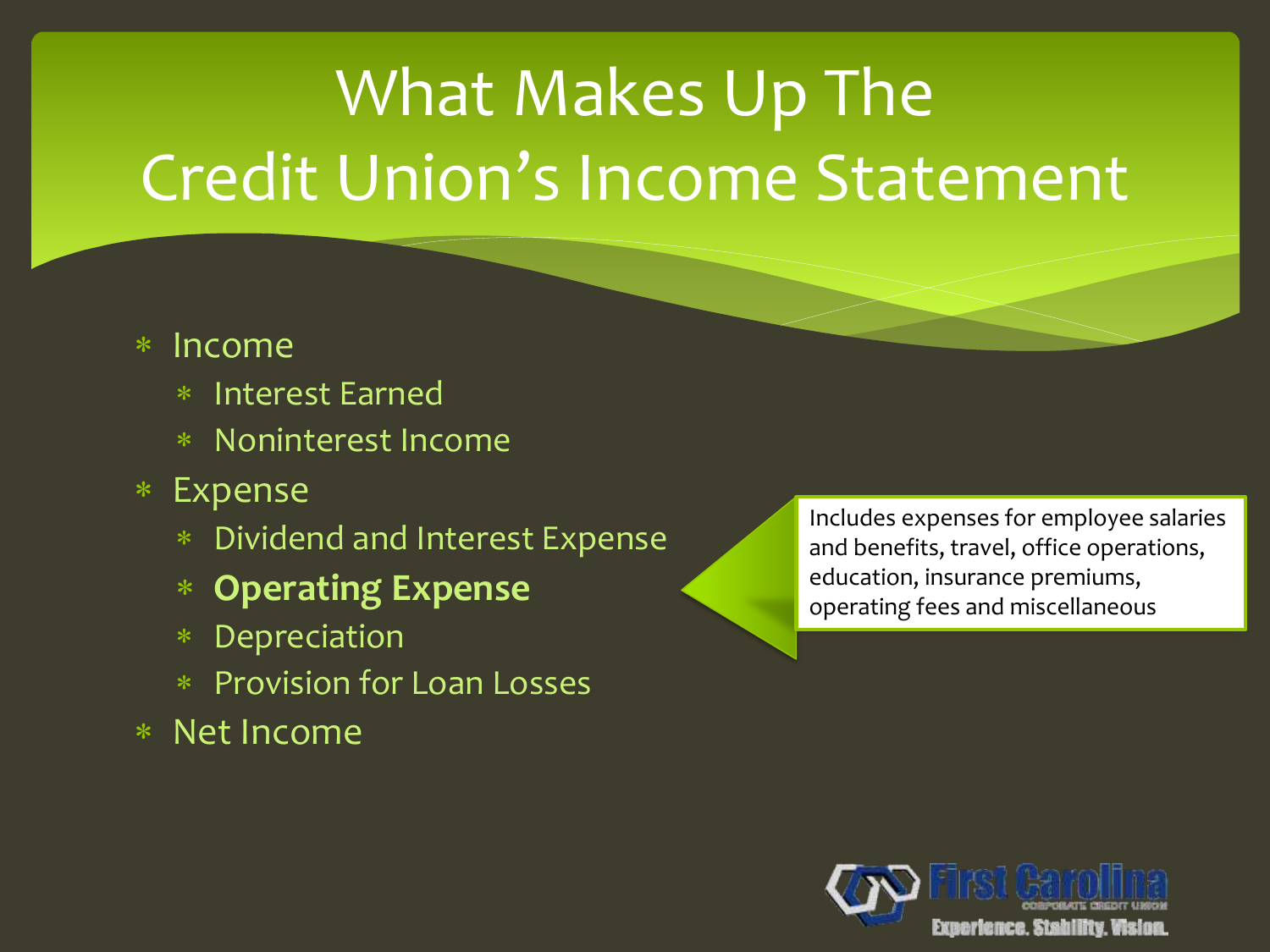# What Makes Up The Credit Union's Income Statement

- Income
  - Interest Earned
  - Noninterest Income
- Expense
  - Dividend and Interest Expense
  - **Operating Expense**
  - Depreciation
  - Provision for Loan Losses
- Net Income

Includes expenses for employee salaries and benefits, travel, office operations, education, insurance premiums, operating fees and miscellaneous

First Carolina
CORPORATE CREDIT UNION
Experience. Stability. Vision.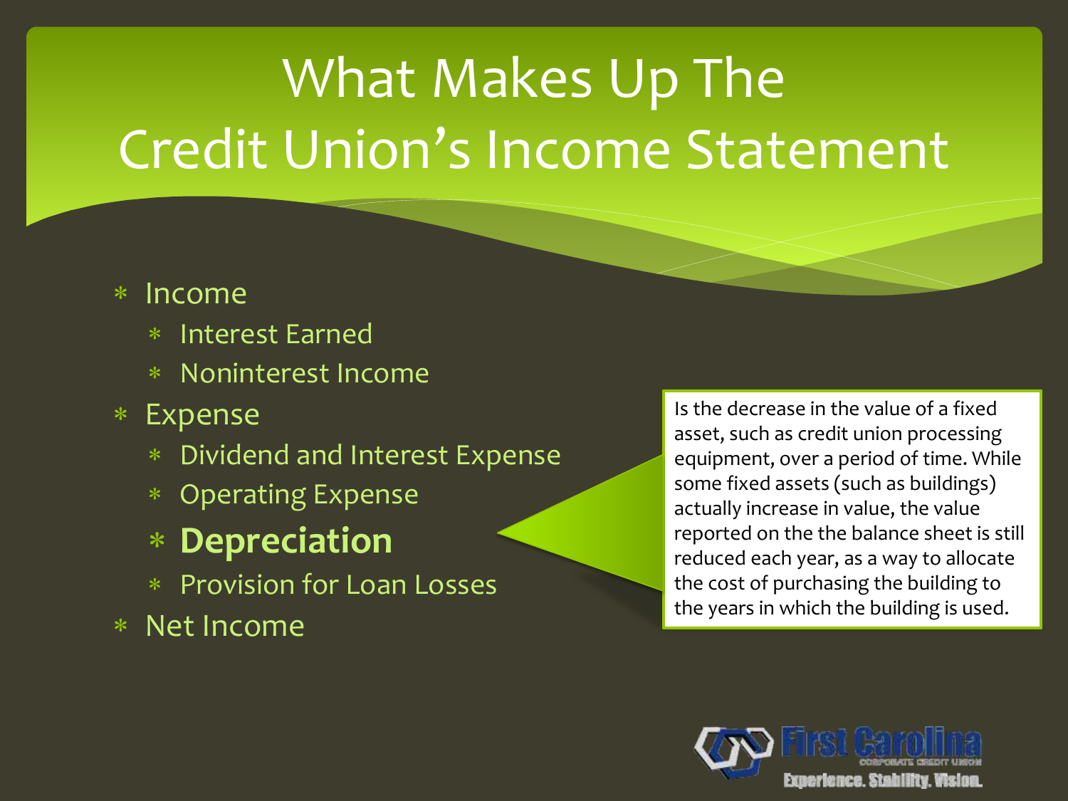# What Makes Up The Credit Union's Income Statement

- Income
  - Interest Earned
  - Noninterest Income
- Expense
  - Dividend and Interest Expense
  - Operating Expense
  - **Depreciation**
  - Provision for Loan Losses
- Net Income

Is the decrease in the value of a fixed asset, such as credit union processing equipment, over a period of time. While some fixed assets (such as buildings) actually increase in value, the value reported on the the balance sheet is still reduced each year, as a way to allocate the cost of purchasing the building to the years in which the building is used.

First Carolina Corporate Credit Union

Experience. Stability. Vision.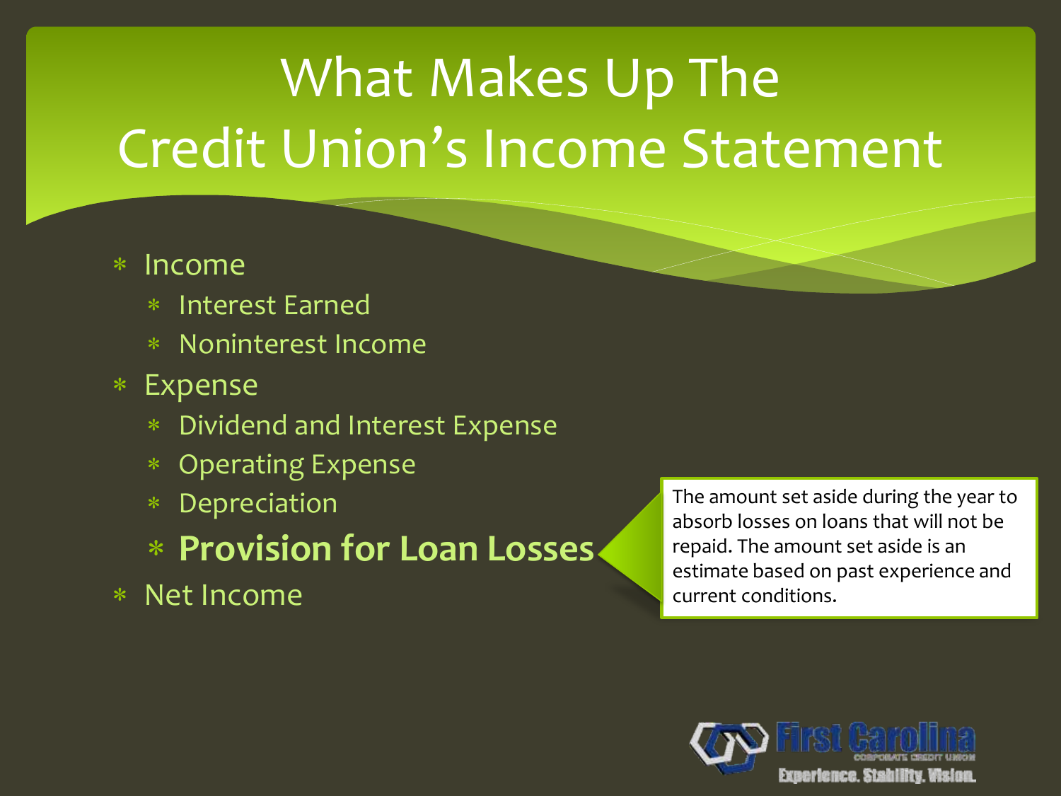# What Makes Up The Credit Union's Income Statement

- Income
  - Interest Earned
  - Noninterest Income
- Expense
  - Dividend and Interest Expense
  - Operating Expense
  - Depreciation
  - **Provision for Loan Losses**
- Net Income

The amount set aside during the year to absorb losses on loans that will not be repaid. The amount set aside is an estimate based on past experience and current conditions.

First Carolina
CORPORATE CREDIT UNION
Experience. Stability. Vision.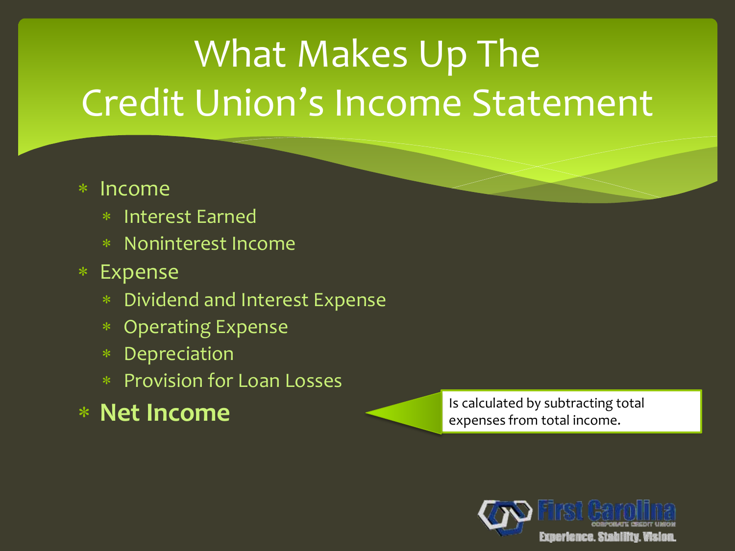# What Makes Up The Credit Union's Income Statement

- Income
  - Interest Earned
  - Noninterest Income
- Expense
  - Dividend and Interest Expense
  - Operating Expense
  - Depreciation
  - Provision for Loan Losses
- **Net Income**

Is calculated by subtracting total expenses from total income.

First Carolina
CORPORATE CREDIT UNION
Experience. Stability. Vision.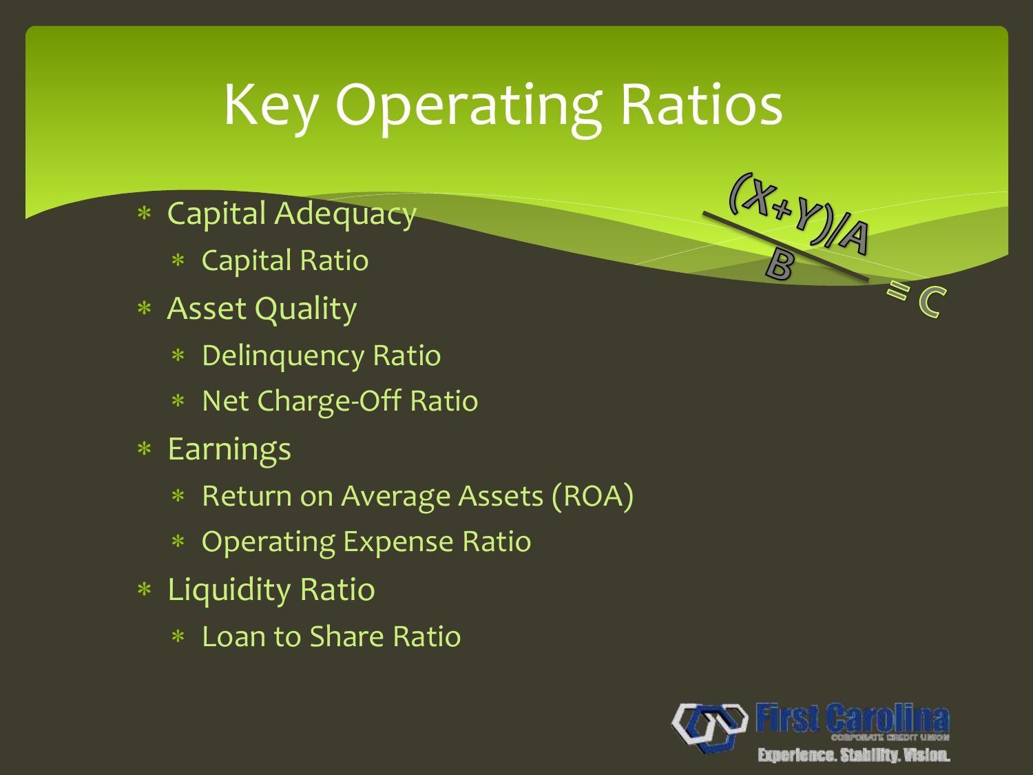# Key Operating Ratios

$$\frac{(X+Y)/A}{B} = C$$

* Capital Adequacy
  * Capital Ratio
* Asset Quality
  * Delinquency Ratio
  * Net Charge-Off Ratio
* Earnings
  * Return on Average Assets (ROA)
  * Operating Expense Ratio
* Liquidity Ratio
  * Loan to Share Ratio

First Carolina Corporate Credit Union
Experience. Stability. Vision.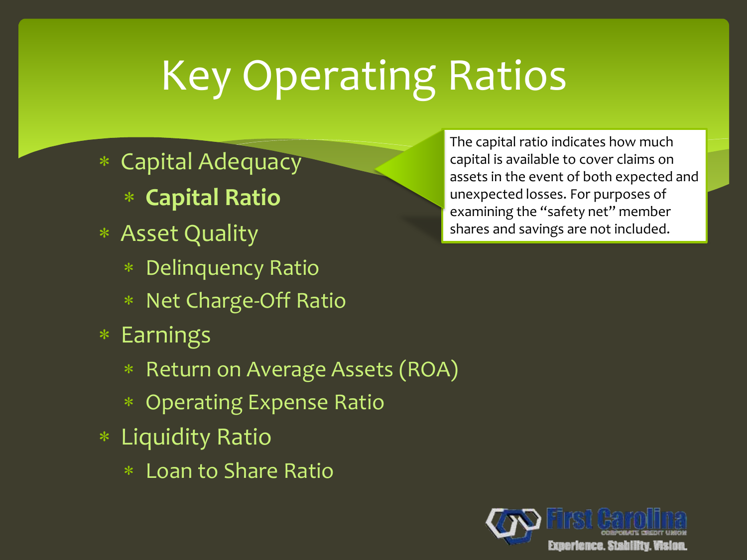# Key Operating Ratios

- Capital Adequacy
  - **Capital Ratio**
- Asset Quality
  - Delinquency Ratio
  - Net Charge-Off Ratio
- Earnings
  - Return on Average Assets (ROA)
  - Operating Expense Ratio
- Liquidity Ratio
  - Loan to Share Ratio

The capital ratio indicates how much capital is available to cover claims on assets in the event of both expected and unexpected losses. For purposes of examining the "safety net" member shares and savings are not included.

First Carolina Corporate Credit Union

Experience. Stability. Vision.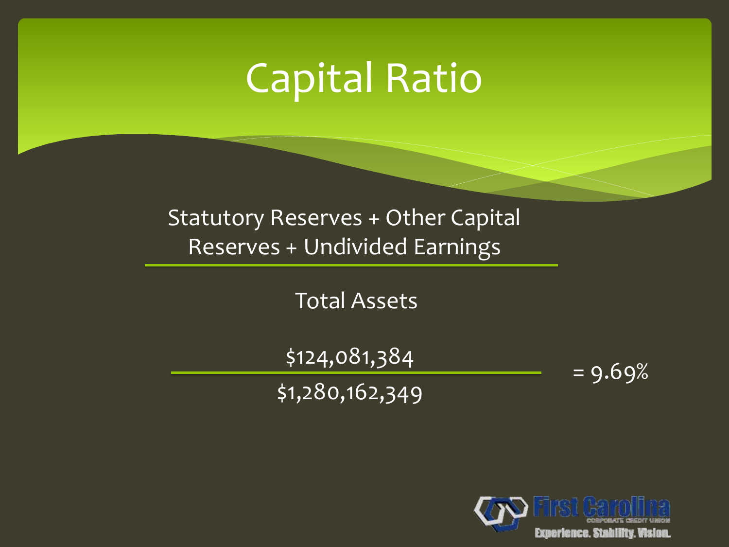# Capital Ratio

$$\frac{\text{Statutory Reserves + Other Capital Reserves + Undivided Earnings}}{\text{Total Assets}}$$

$$\frac{\$124{,}081{,}384}{\$1{,}280{,}162{,}349} = 9.69\%$$

First Carolina Corporate Credit Union

Experience. Stability. Vision.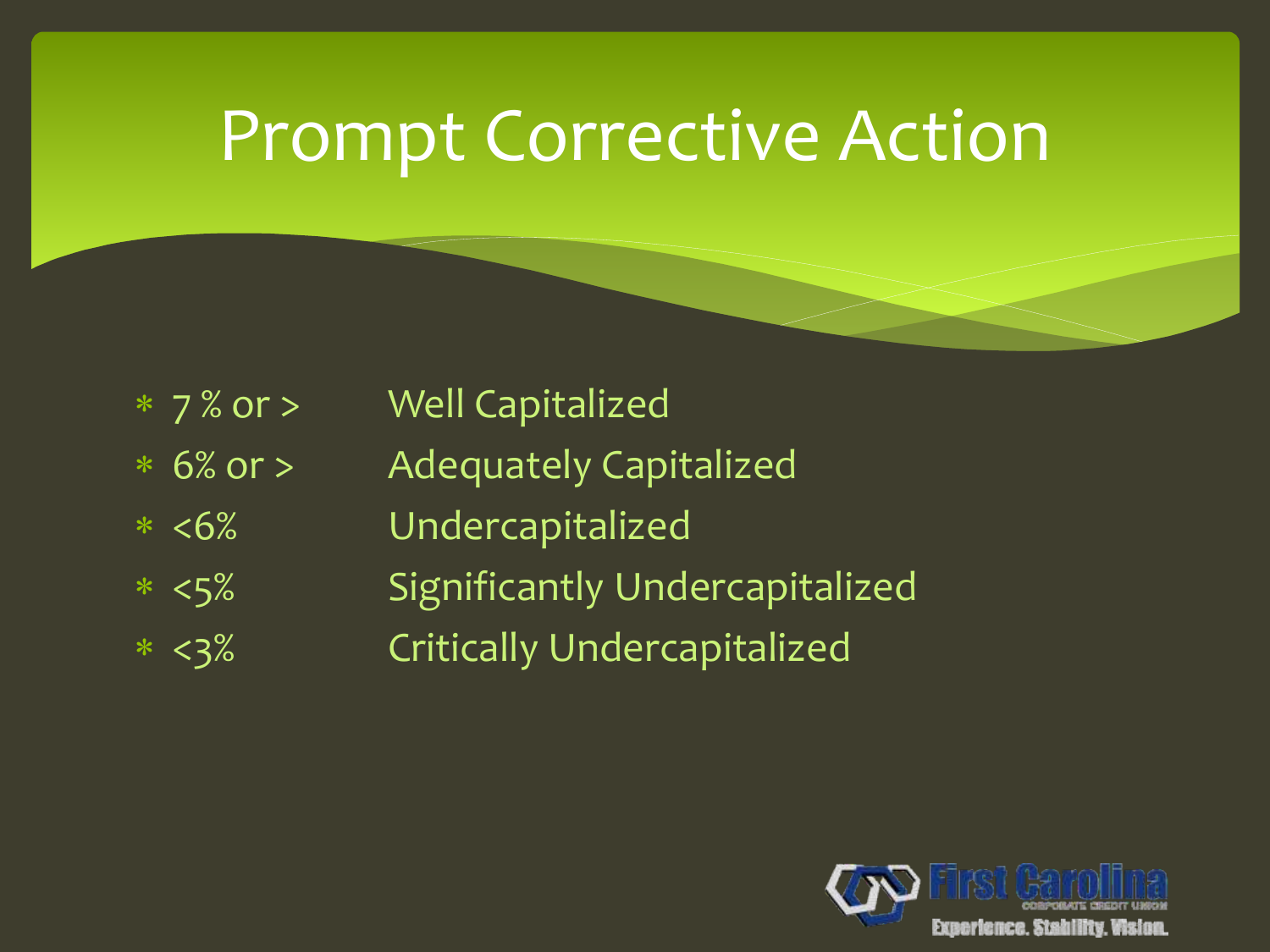# Prompt Corrective Action

- 7 % or > Well Capitalized
- 6% or > Adequately Capitalized
- <6% Undercapitalized
- <5% Significantly Undercapitalized
- <3% Critically Undercapitalized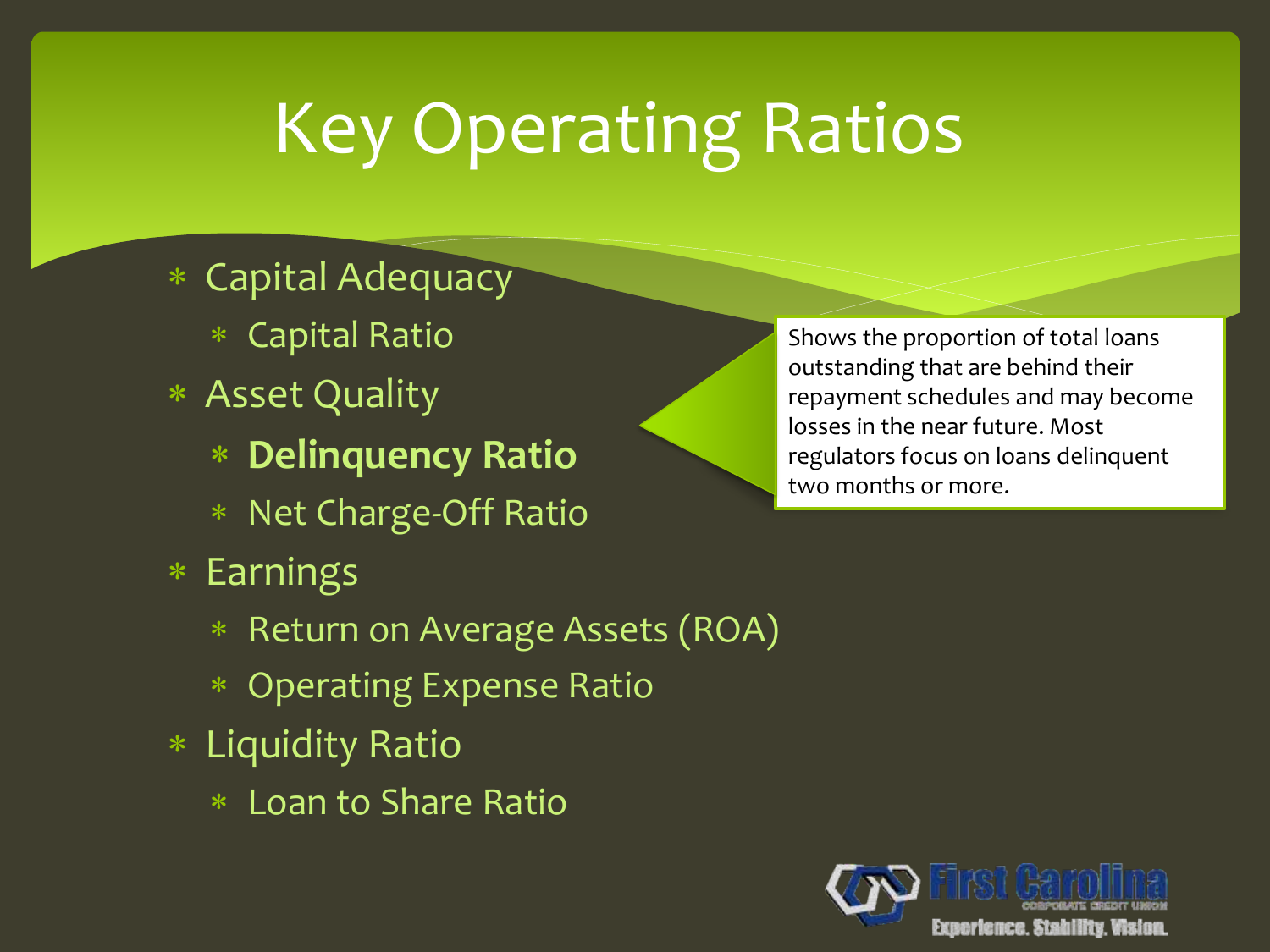# Key Operating Ratios

- Capital Adequacy
  - Capital Ratio
- Asset Quality
  - **Delinquency Ratio**
  - Net Charge-Off Ratio
- Earnings
  - Return on Average Assets (ROA)
  - Operating Expense Ratio
- Liquidity Ratio
  - Loan to Share Ratio

Shows the proportion of total loans outstanding that are behind their repayment schedules and may become losses in the near future. Most regulators focus on loans delinquent two months or more.

First Carolina Corporate Credit Union
Experience. Stability. Vision.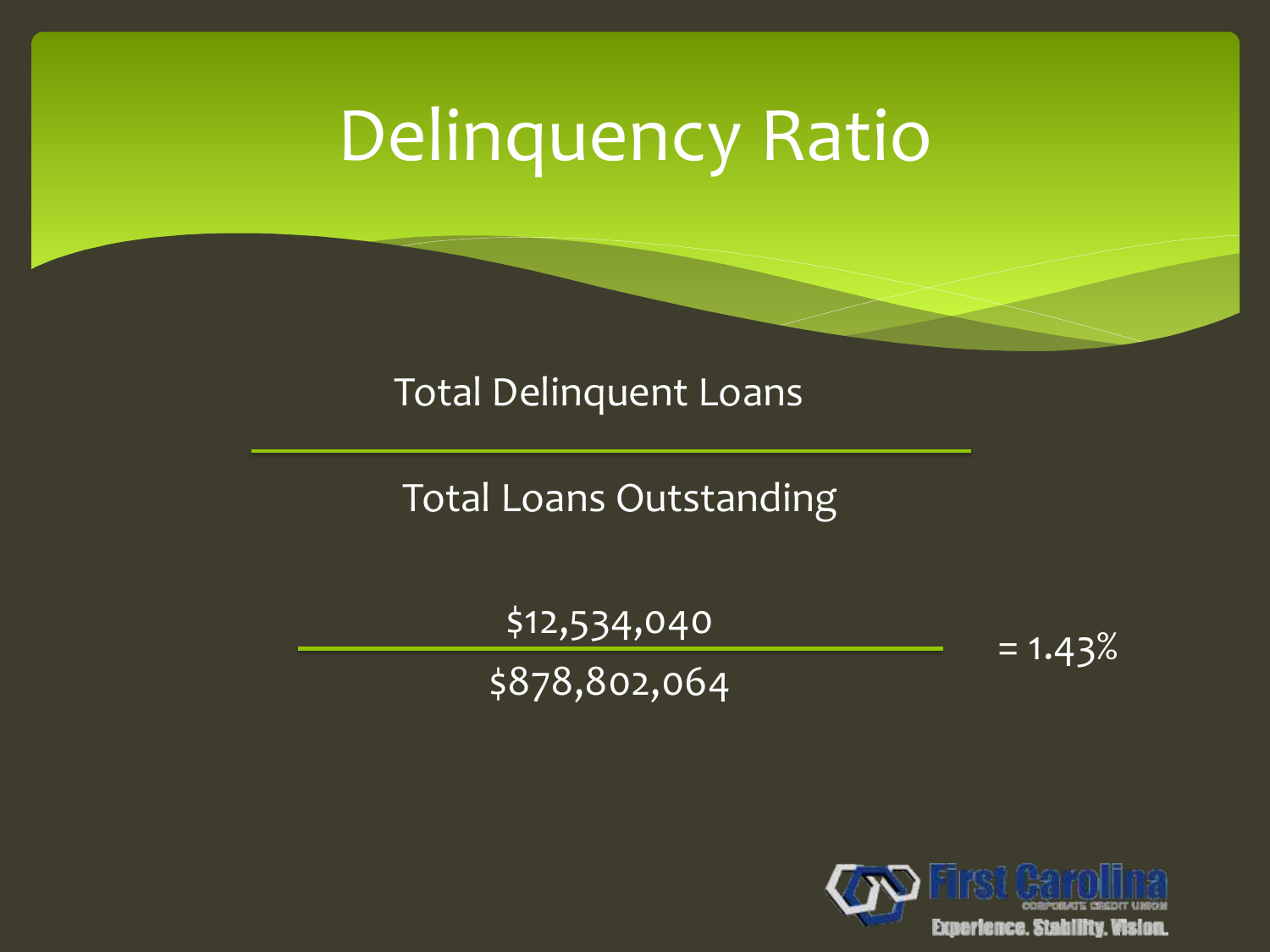# Delinquency Ratio

$$\frac{\text{Total Delinquent Loans}}{\text{Total Loans Outstanding}}$$

$$\frac{\$12{,}534{,}040}{\$878{,}802{,}064} = 1.43\%$$

First Carolina Corporate Credit Union

Experience. Stability. Vision.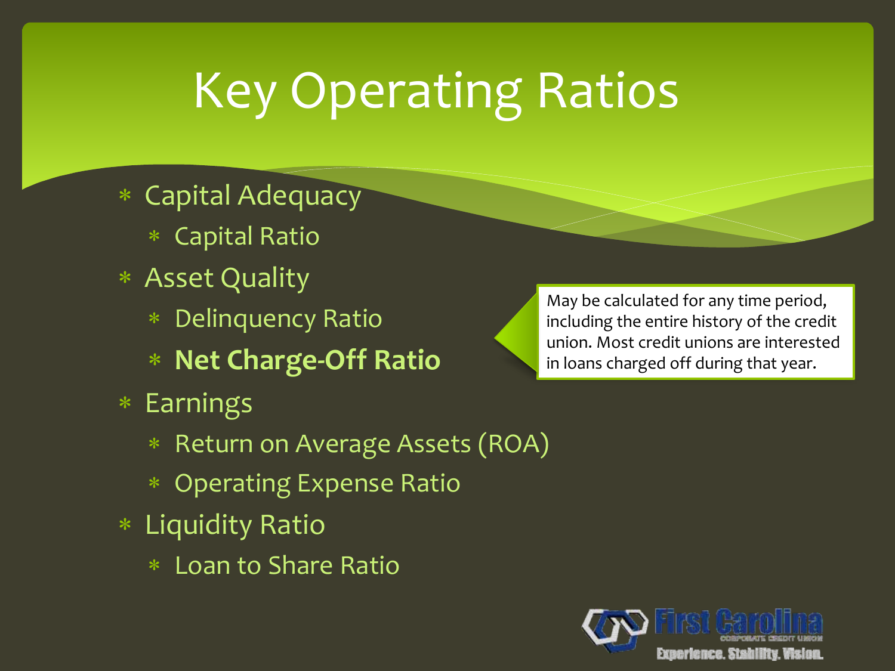# Key Operating Ratios

- Capital Adequacy
  - Capital Ratio
- Asset Quality
  - Delinquency Ratio
  - **Net Charge-Off Ratio**
- Earnings
  - Return on Average Assets (ROA)
  - Operating Expense Ratio
- Liquidity Ratio
  - Loan to Share Ratio

May be calculated for any time period, including the entire history of the credit union. Most credit unions are interested in loans charged off during that year.

First Carolina Corporate Credit Union
Experience. Stability. Vision.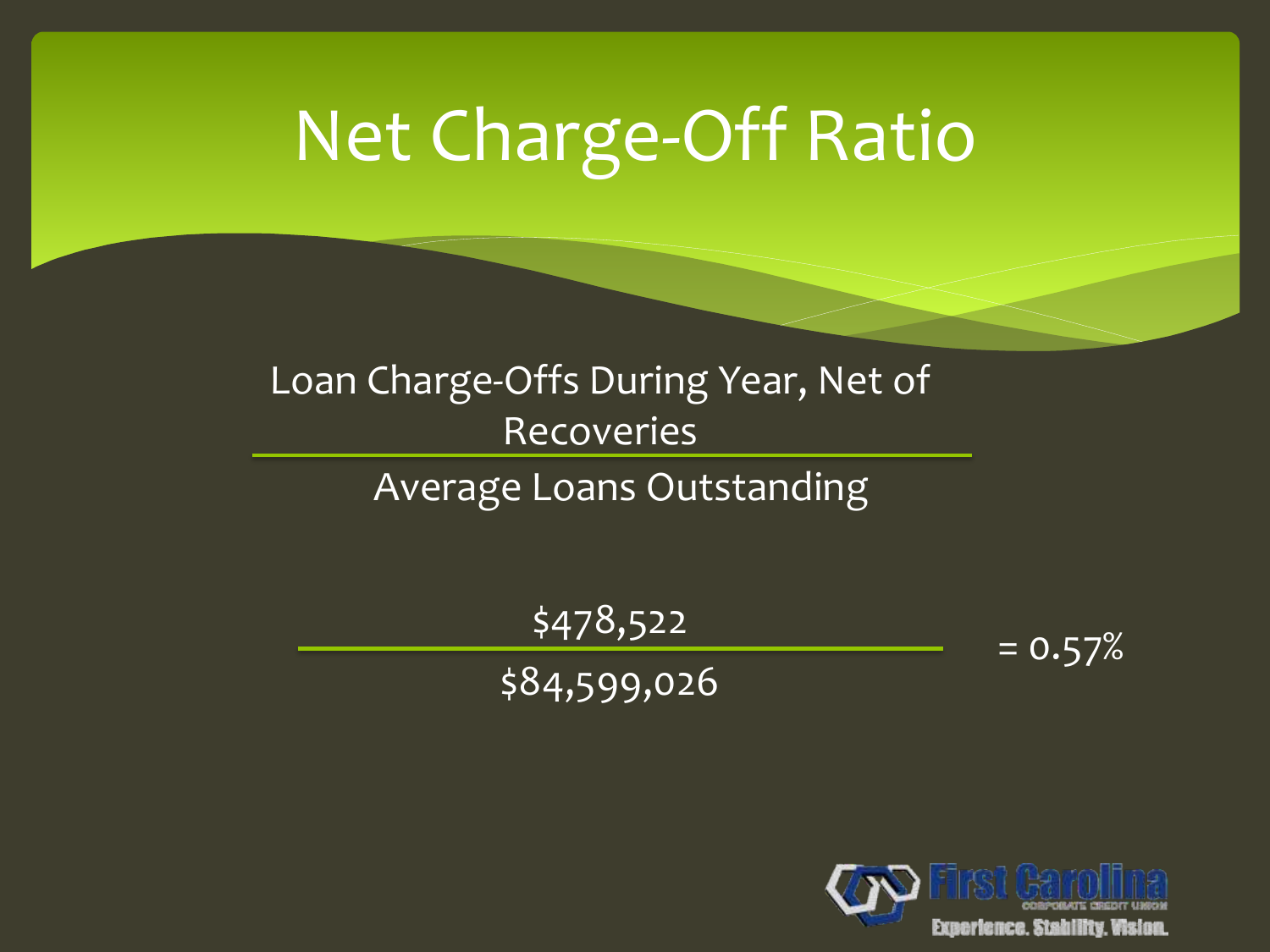# Net Charge-Off Ratio

$$\frac{\text{Loan Charge-Offs During Year, Net of Recoveries}}{\text{Average Loans Outstanding}}$$

$$\frac{\$478,522}{\$84,599,026} = 0.57\%$$

First Carolina Corporate Credit Union

Experience. Stability. Vision.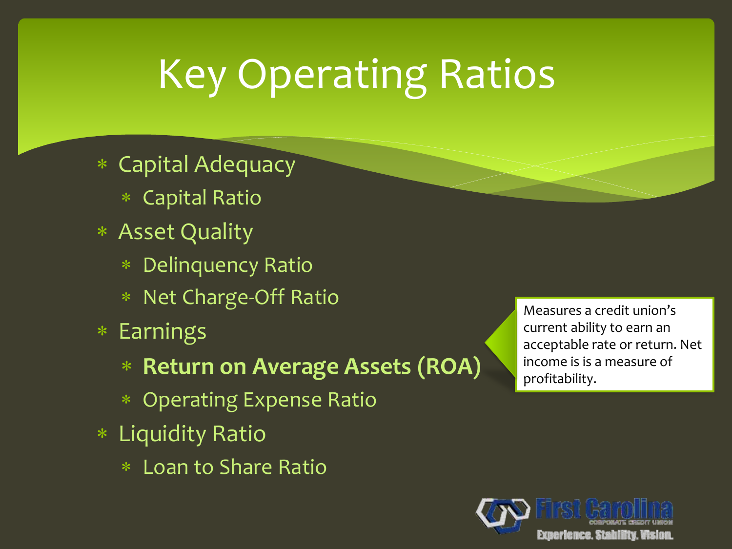# Key Operating Ratios

- Capital Adequacy
  - Capital Ratio
- Asset Quality
  - Delinquency Ratio
  - Net Charge-Off Ratio
- Earnings
  - **Return on Average Assets (ROA)**
  - Operating Expense Ratio
- Liquidity Ratio
  - Loan to Share Ratio

Measures a credit union's current ability to earn an acceptable rate or return. Net income is is a measure of profitability.

First Carolina Corporate Credit Union

Experience. Stability. Vision.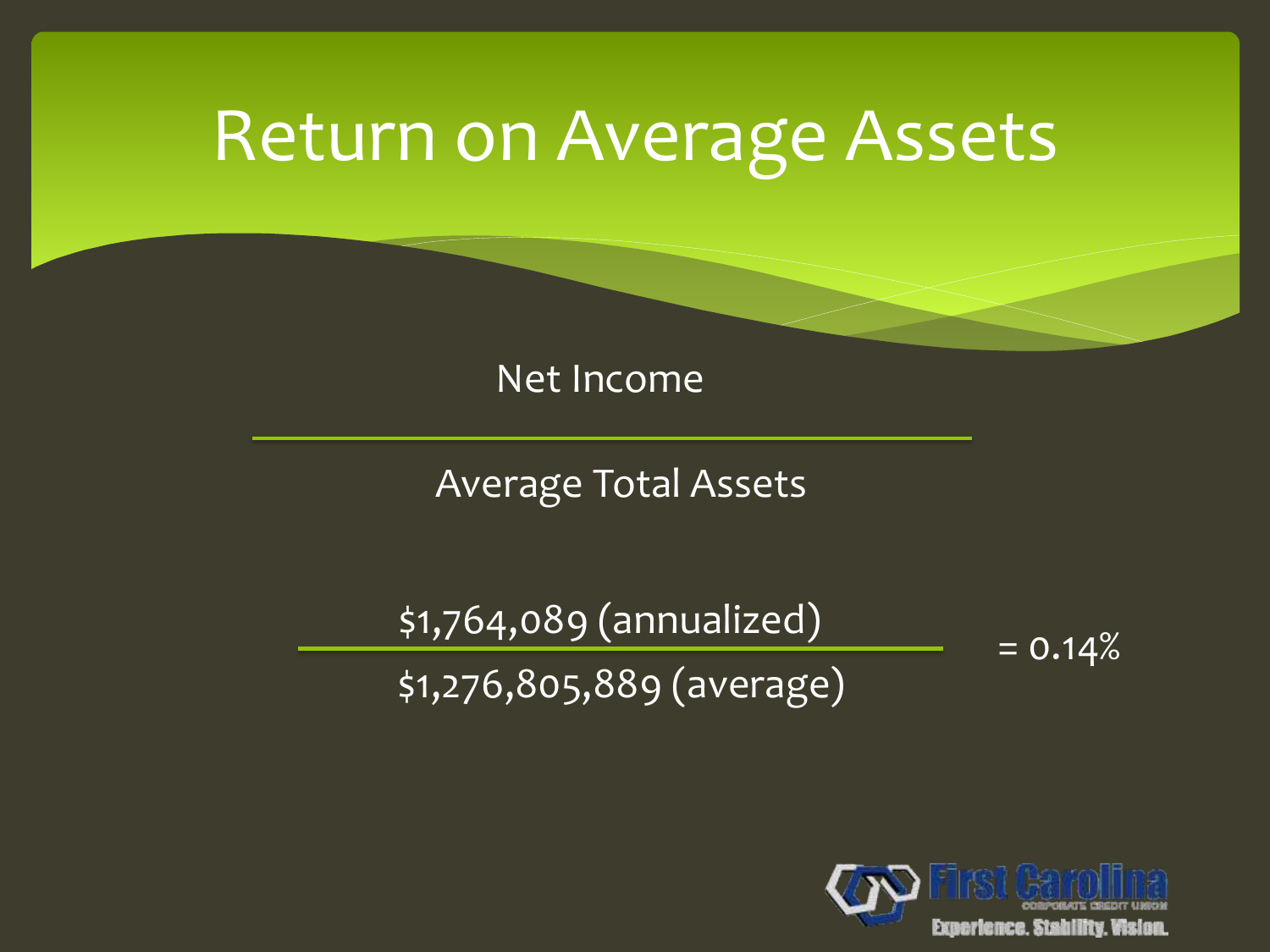# Return on Average Assets

$$\frac{\text{Net Income}}{\text{Average Total Assets}}$$

$$\frac{\$1{,}764{,}089 \text{ (annualized)}}{\$1{,}276{,}805{,}889 \text{ (average)}} = 0.14\%$$

First Carolina Corporate Credit Union

Experience. Stability. Vision.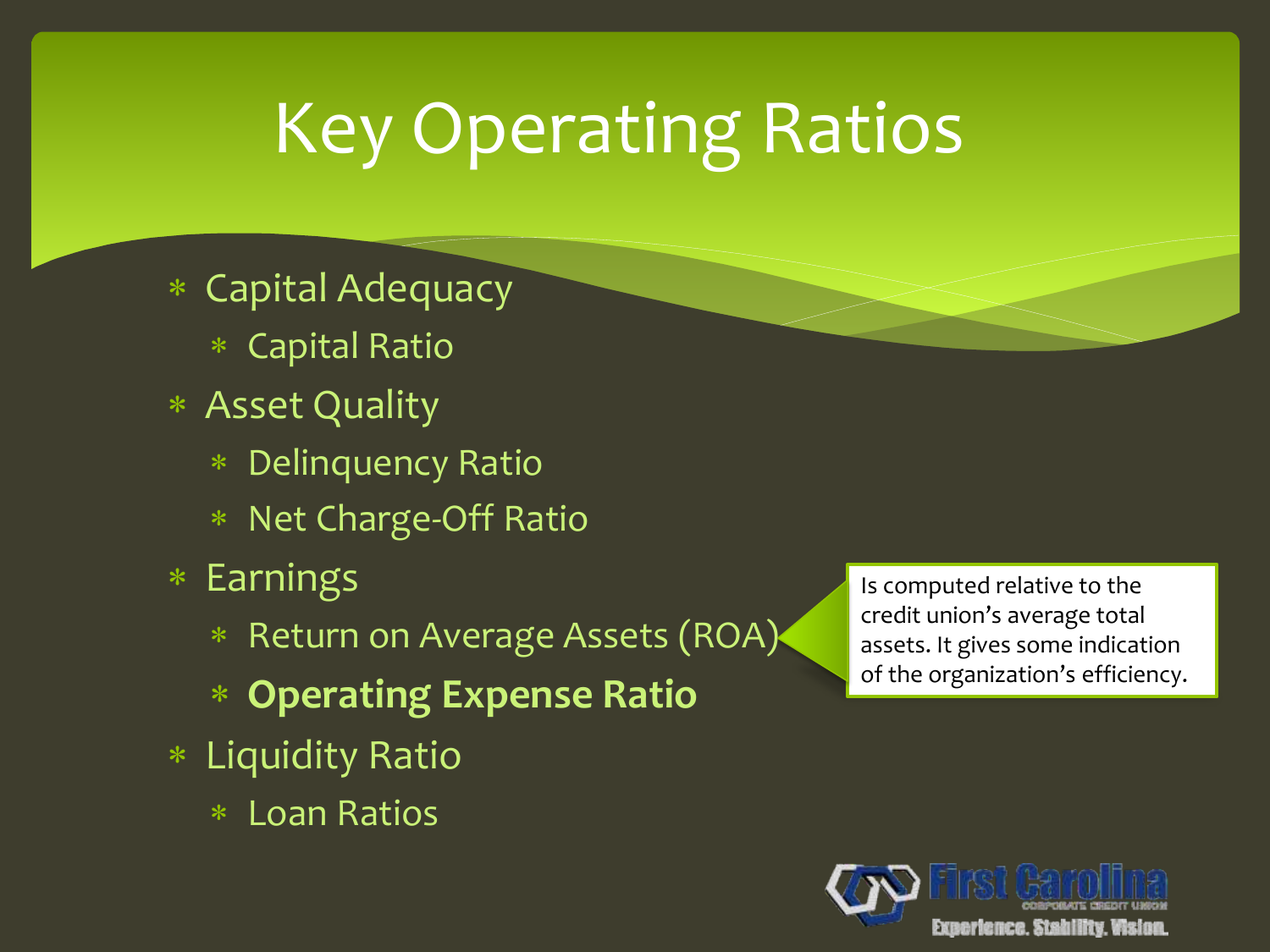# Key Operating Ratios

- Capital Adequacy
  - Capital Ratio
- Asset Quality
  - Delinquency Ratio
  - Net Charge-Off Ratio
- Earnings
  - Return on Average Assets (ROA)
  - **Operating Expense Ratio**
- Liquidity Ratio
  - Loan Ratios

Is computed relative to the credit union's average total assets. It gives some indication of the organization's efficiency.

First Carolina Corporate Credit Union
Experience. Stability. Vision.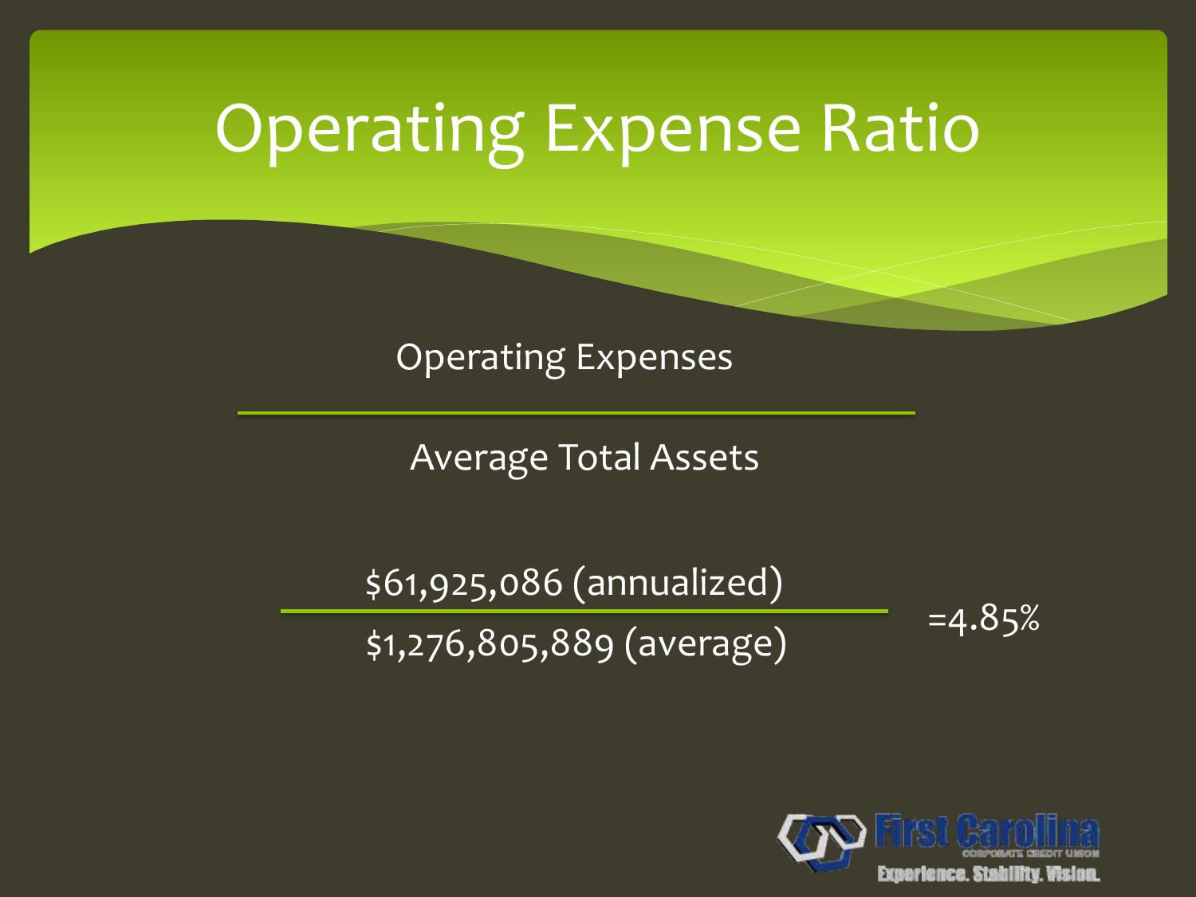# Operating Expense Ratio

$$\frac{\text{Operating Expenses}}{\text{Average Total Assets}}$$

$$\frac{\$61{,}925{,}086\ \text{(annualized)}}{\$1{,}276{,}805{,}889\ \text{(average)}} = 4.85\%$$

First Carolina Corporate Credit Union

Experience. Stability. Vision.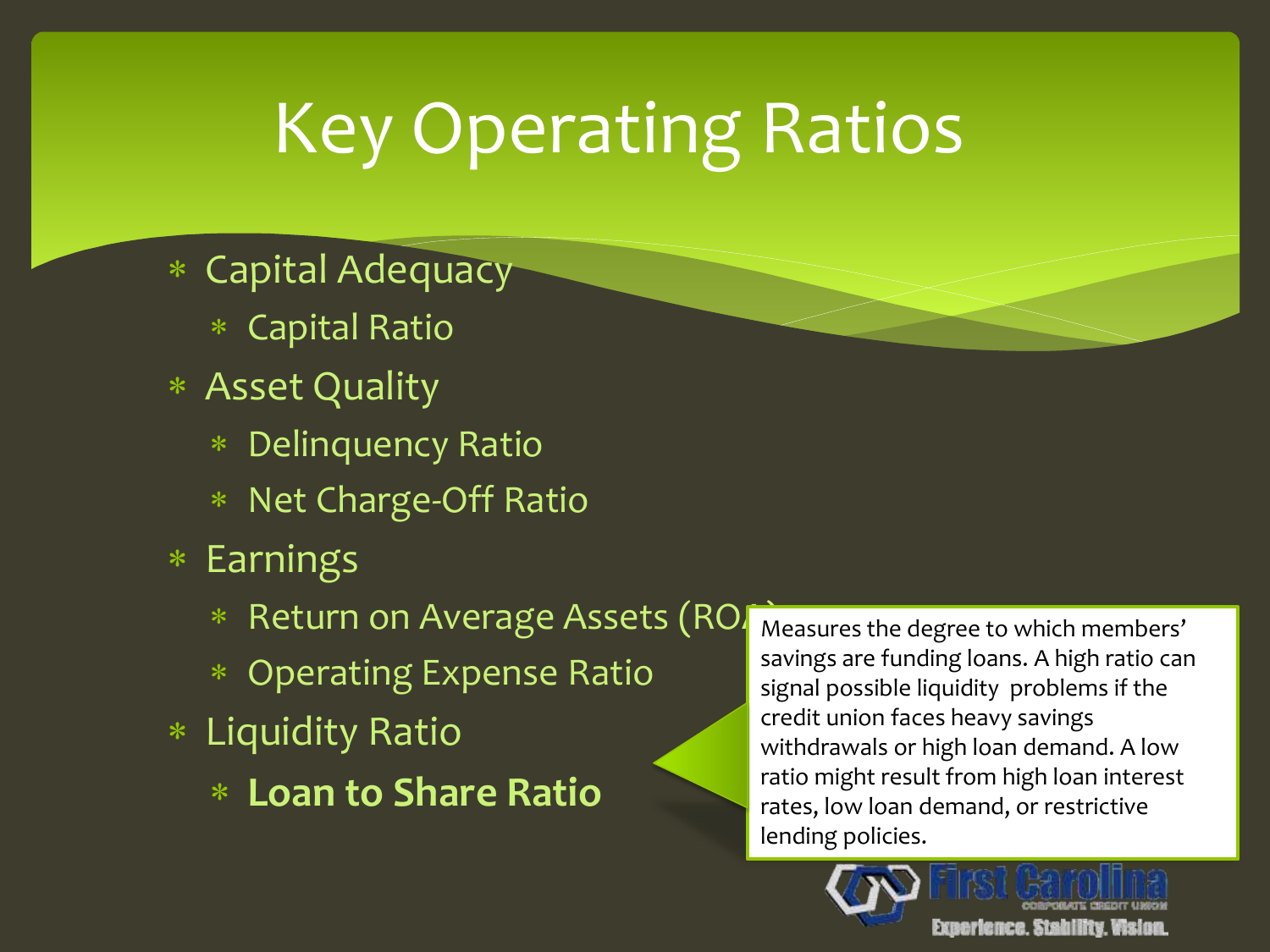# Key Operating Ratios

- Capital Adequacy
  - Capital Ratio
- Asset Quality
  - Delinquency Ratio
  - Net Charge-Off Ratio
- Earnings
  - Return on Average Assets (ROA)
  - Operating Expense Ratio
- Liquidity Ratio
  - **Loan to Share Ratio**

Measures the degree to which members' savings are funding loans. A high ratio can signal possible liquidity problems if the credit union faces heavy savings withdrawals or high loan demand. A low ratio might result from high loan interest rates, low loan demand, or restrictive lending policies.

First Carolina Corporate Credit Union

Experience. Stability. Vision.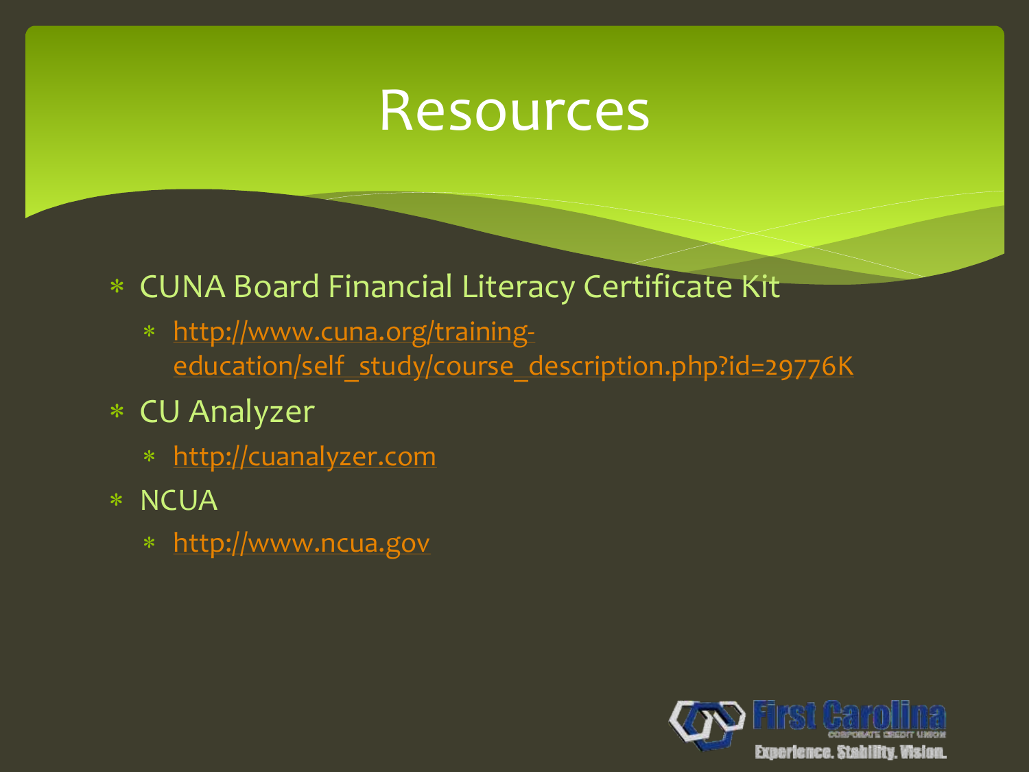# Resources

- CUNA Board Financial Literacy Certificate Kit
  - http://www.cuna.org/training-education/self_study/course_description.php?id=29776K
- CU Analyzer
  - http://cuanalyzer.com
- NCUA
  - http://www.ncua.gov

First Carolina Corporate Credit Union
Experience. Stability. Vision.